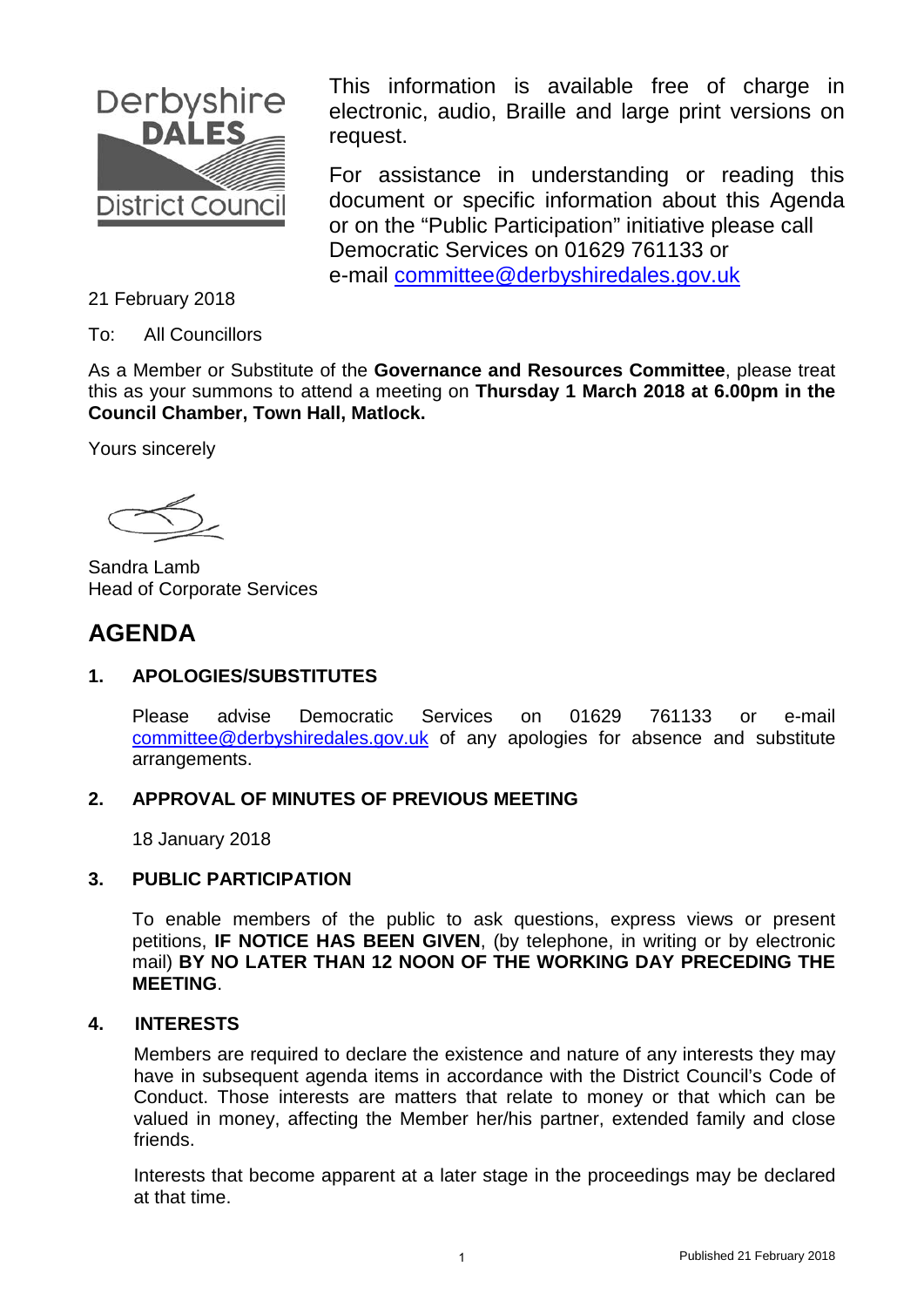Derbyshire DALES District Council

This information is available free of charge in electronic, audio, Braille and large print versions on request.

For assistance in understanding or reading this document or specific information about this Agenda or on the "Public Participation" initiative please call Democratic Services on 01629 761133 or e-mail committee@derbyshiredales.gov.uk

21 February 2018

To: All Councillors

As a Member or Substitute of the **Governance and Resources Committee**, please treat this as your summons to attend a meeting on **Thursday 1 March 2018 at 6.00pm in the Council Chamber, Town Hall, Matlock.**

Yours sincerely

Sandra Lamb
Head of Corporate Services

# AGENDA

## 1. APOLOGIES/SUBSTITUTES

Please advise Democratic Services on 01629 761133 or e-mail committee@derbyshiredales.gov.uk of any apologies for absence and substitute arrangements.

## 2. APPROVAL OF MINUTES OF PREVIOUS MEETING

18 January 2018

## 3. PUBLIC PARTICIPATION

To enable members of the public to ask questions, express views or present petitions, **IF NOTICE HAS BEEN GIVEN**, (by telephone, in writing or by electronic mail) **BY NO LATER THAN 12 NOON OF THE WORKING DAY PRECEDING THE MEETING**.

## 4. INTERESTS

Members are required to declare the existence and nature of any interests they may have in subsequent agenda items in accordance with the District Council's Code of Conduct. Those interests are matters that relate to money or that which can be valued in money, affecting the Member her/his partner, extended family and close friends.

Interests that become apparent at a later stage in the proceedings may be declared at that time.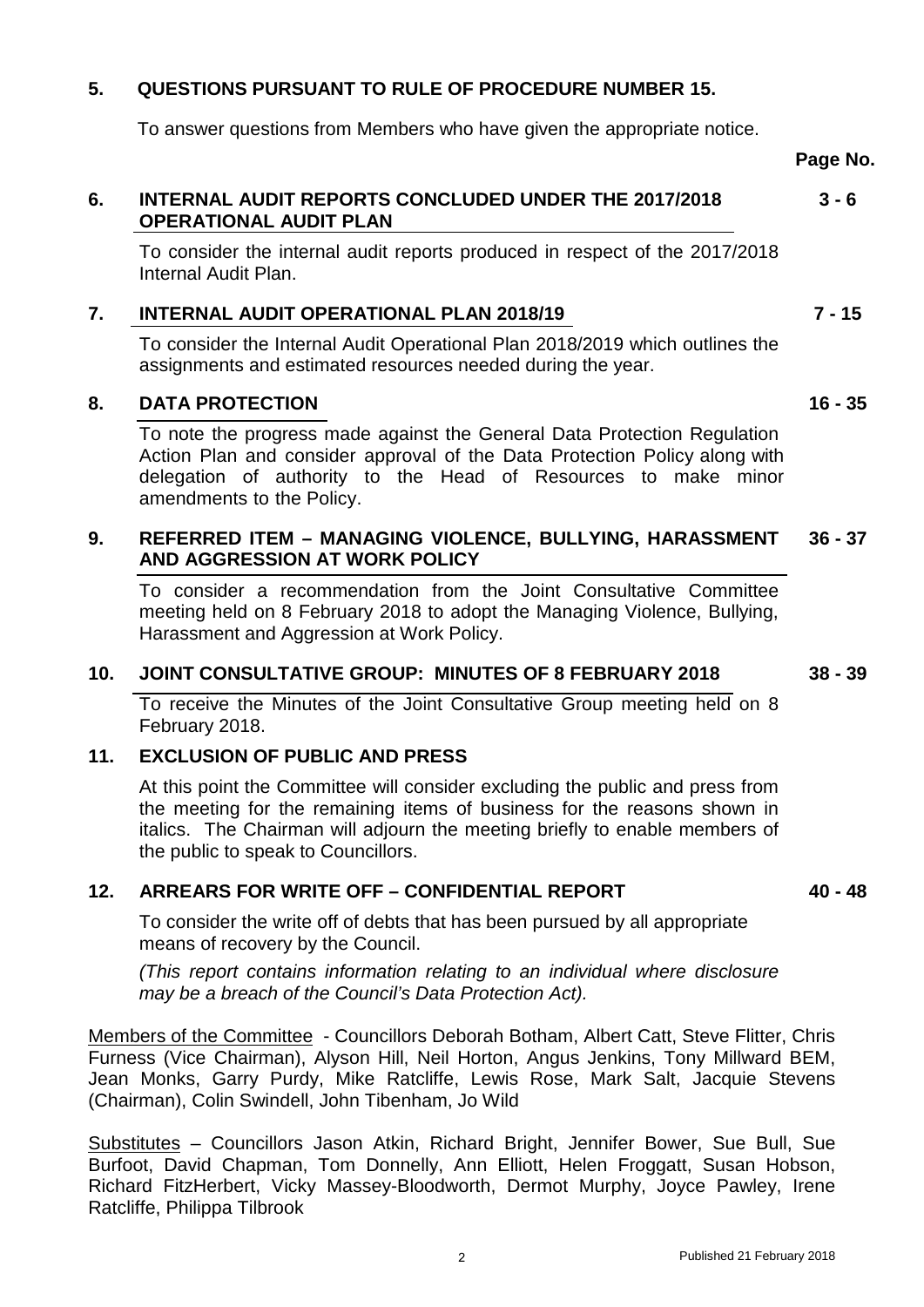**5. QUESTIONS PURSUANT TO RULE OF PROCEDURE NUMBER 15.**

To answer questions from Members who have given the appropriate notice.

**Page No.**

**6. INTERNAL AUDIT REPORTS CONCLUDED UNDER THE 2017/2018 OPERATIONAL AUDIT PLAN** **3 - 6**

To consider the internal audit reports produced in respect of the 2017/2018 Internal Audit Plan.

**7. INTERNAL AUDIT OPERATIONAL PLAN 2018/19** **7 - 15**

To consider the Internal Audit Operational Plan 2018/2019 which outlines the assignments and estimated resources needed during the year.

**8. DATA PROTECTION** **16 - 35**

To note the progress made against the General Data Protection Regulation Action Plan and consider approval of the Data Protection Policy along with delegation of authority to the Head of Resources to make minor amendments to the Policy.

**9. REFERRED ITEM – MANAGING VIOLENCE, BULLYING, HARASSMENT AND AGGRESSION AT WORK POLICY** **36 - 37**

To consider a recommendation from the Joint Consultative Committee meeting held on 8 February 2018 to adopt the Managing Violence, Bullying, Harassment and Aggression at Work Policy.

**10. JOINT CONSULTATIVE GROUP: MINUTES OF 8 FEBRUARY 2018** **38 - 39**

To receive the Minutes of the Joint Consultative Group meeting held on 8 February 2018.

**11. EXCLUSION OF PUBLIC AND PRESS**

At this point the Committee will consider excluding the public and press from the meeting for the remaining items of business for the reasons shown in italics. The Chairman will adjourn the meeting briefly to enable members of the public to speak to Councillors.

**12. ARREARS FOR WRITE OFF – CONFIDENTIAL REPORT** **40 - 48**

To consider the write off of debts that has been pursued by all appropriate means of recovery by the Council.

*(This report contains information relating to an individual where disclosure may be a breach of the Council's Data Protection Act).*

Members of the Committee - Councillors Deborah Botham, Albert Catt, Steve Flitter, Chris Furness (Vice Chairman), Alyson Hill, Neil Horton, Angus Jenkins, Tony Millward BEM, Jean Monks, Garry Purdy, Mike Ratcliffe, Lewis Rose, Mark Salt, Jacquie Stevens (Chairman), Colin Swindell, John Tibenham, Jo Wild

Substitutes – Councillors Jason Atkin, Richard Bright, Jennifer Bower, Sue Bull, Sue Burfoot, David Chapman, Tom Donnelly, Ann Elliott, Helen Froggatt, Susan Hobson, Richard FitzHerbert, Vicky Massey-Bloodworth, Dermot Murphy, Joyce Pawley, Irene Ratcliffe, Philippa Tilbrook

Published 21 February 2018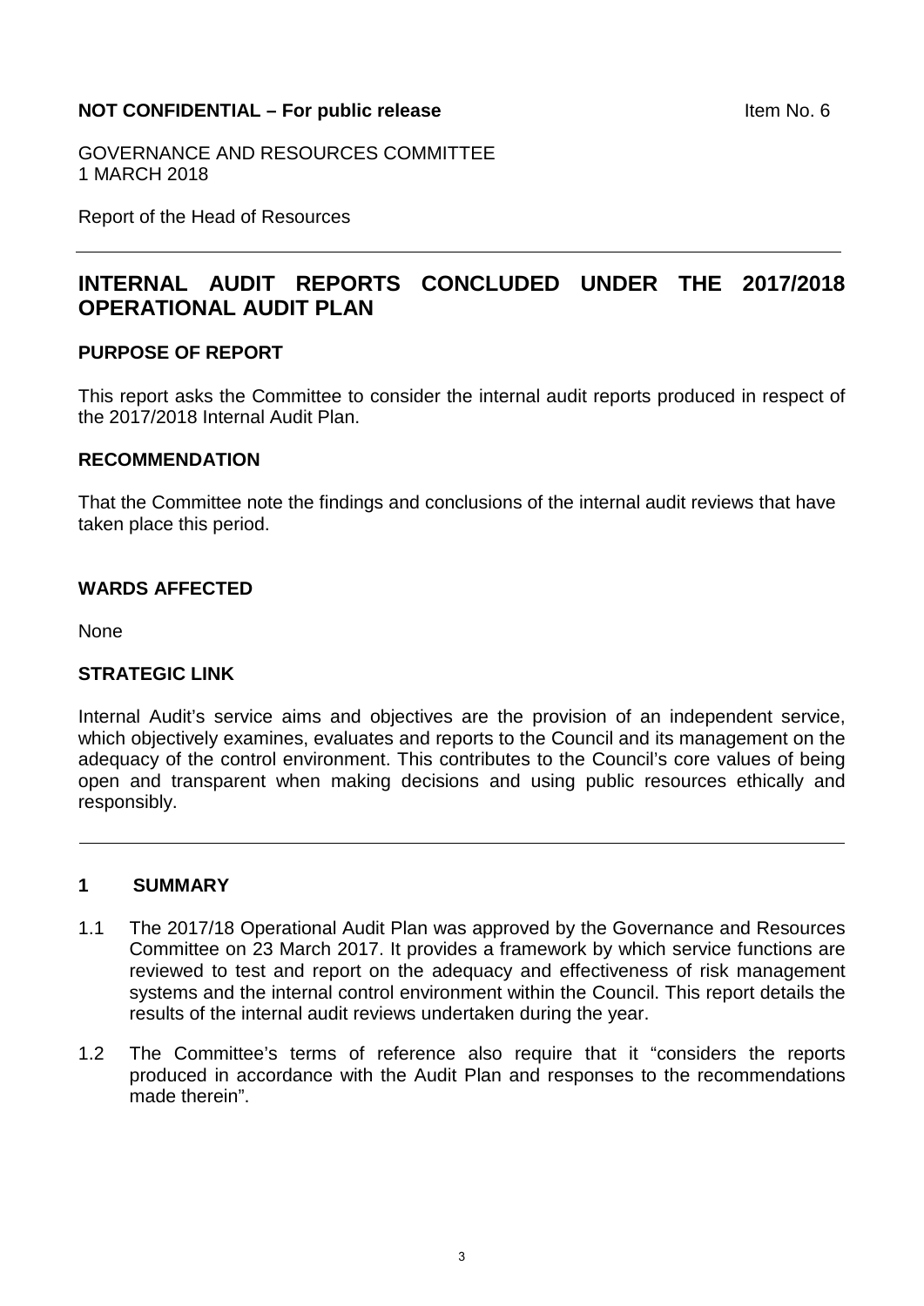**NOT CONFIDENTIAL – For public release** Item No. 6

GOVERNANCE AND RESOURCES COMMITTEE
1 MARCH 2018

Report of the Head of Resources

---

# INTERNAL AUDIT REPORTS CONCLUDED UNDER THE 2017/2018 OPERATIONAL AUDIT PLAN

## PURPOSE OF REPORT

This report asks the Committee to consider the internal audit reports produced in respect of the 2017/2018 Internal Audit Plan.

## RECOMMENDATION

That the Committee note the findings and conclusions of the internal audit reviews that have taken place this period.

## WARDS AFFECTED

None

## STRATEGIC LINK

Internal Audit's service aims and objectives are the provision of an independent service, which objectively examines, evaluates and reports to the Council and its management on the adequacy of the control environment. This contributes to the Council's core values of being open and transparent when making decisions and using public resources ethically and responsibly.

---

## 1 SUMMARY

1.1 The 2017/18 Operational Audit Plan was approved by the Governance and Resources Committee on 23 March 2017. It provides a framework by which service functions are reviewed to test and report on the adequacy and effectiveness of risk management systems and the internal control environment within the Council. This report details the results of the internal audit reviews undertaken during the year.

1.2 The Committee's terms of reference also require that it "considers the reports produced in accordance with the Audit Plan and responses to the recommendations made therein".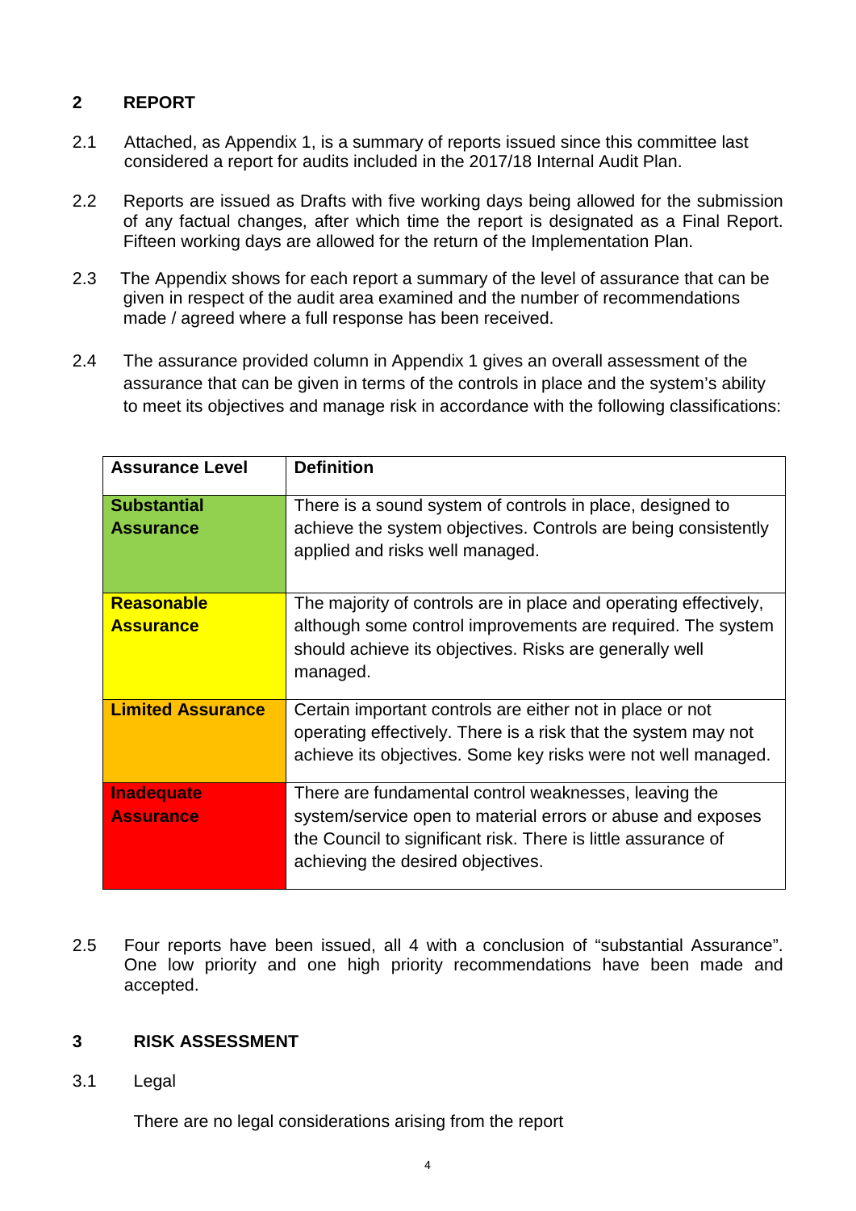## 2 REPORT

2.1 Attached, as Appendix 1, is a summary of reports issued since this committee last considered a report for audits included in the 2017/18 Internal Audit Plan.

2.2 Reports are issued as Drafts with five working days being allowed for the submission of any factual changes, after which time the report is designated as a Final Report. Fifteen working days are allowed for the return of the Implementation Plan.

2.3 The Appendix shows for each report a summary of the level of assurance that can be given in respect of the audit area examined and the number of recommendations made / agreed where a full response has been received.

2.4 The assurance provided column in Appendix 1 gives an overall assessment of the assurance that can be given in terms of the controls in place and the system's ability to meet its objectives and manage risk in accordance with the following classifications:

| Assurance Level | Definition |
|---|---|
| **Substantial Assurance** | There is a sound system of controls in place, designed to achieve the system objectives. Controls are being consistently applied and risks well managed. |
| **Reasonable Assurance** | The majority of controls are in place and operating effectively, although some control improvements are required. The system should achieve its objectives. Risks are generally well managed. |
| **Limited Assurance** | Certain important controls are either not in place or not operating effectively. There is a risk that the system may not achieve its objectives. Some key risks were not well managed. |
| **Inadequate Assurance** | There are fundamental control weaknesses, leaving the system/service open to material errors or abuse and exposes the Council to significant risk. There is little assurance of achieving the desired objectives. |

2.5 Four reports have been issued, all 4 with a conclusion of "substantial Assurance". One low priority and one high priority recommendations have been made and accepted.

## 3 RISK ASSESSMENT

3.1 Legal

There are no legal considerations arising from the report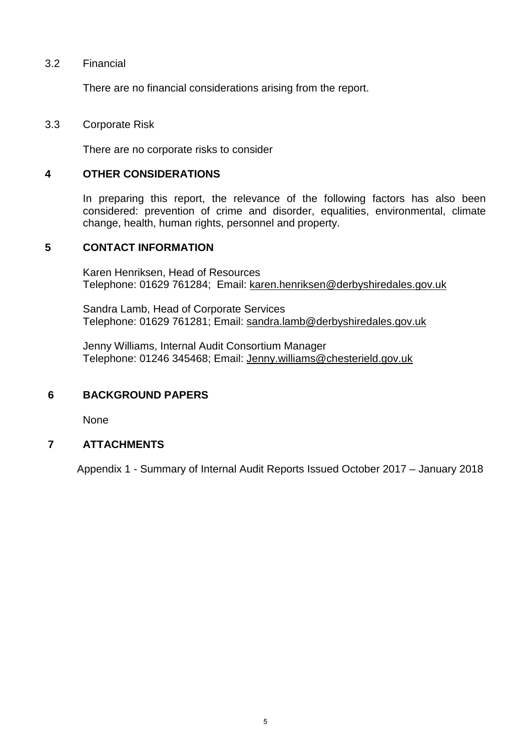3.2 Financial

There are no financial considerations arising from the report.

3.3 Corporate Risk

There are no corporate risks to consider

## 4 OTHER CONSIDERATIONS

In preparing this report, the relevance of the following factors has also been considered: prevention of crime and disorder, equalities, environmental, climate change, health, human rights, personnel and property.

## 5 CONTACT INFORMATION

Karen Henriksen, Head of Resources
Telephone: 01629 761284; Email: karen.henriksen@derbyshiredales.gov.uk

Sandra Lamb, Head of Corporate Services
Telephone: 01629 761281; Email: sandra.lamb@derbyshiredales.gov.uk

Jenny Williams, Internal Audit Consortium Manager
Telephone: 01246 345468; Email: Jenny.williams@chesterield.gov.uk

## 6 BACKGROUND PAPERS

None

## 7 ATTACHMENTS

Appendix 1 - Summary of Internal Audit Reports Issued October 2017 – January 2018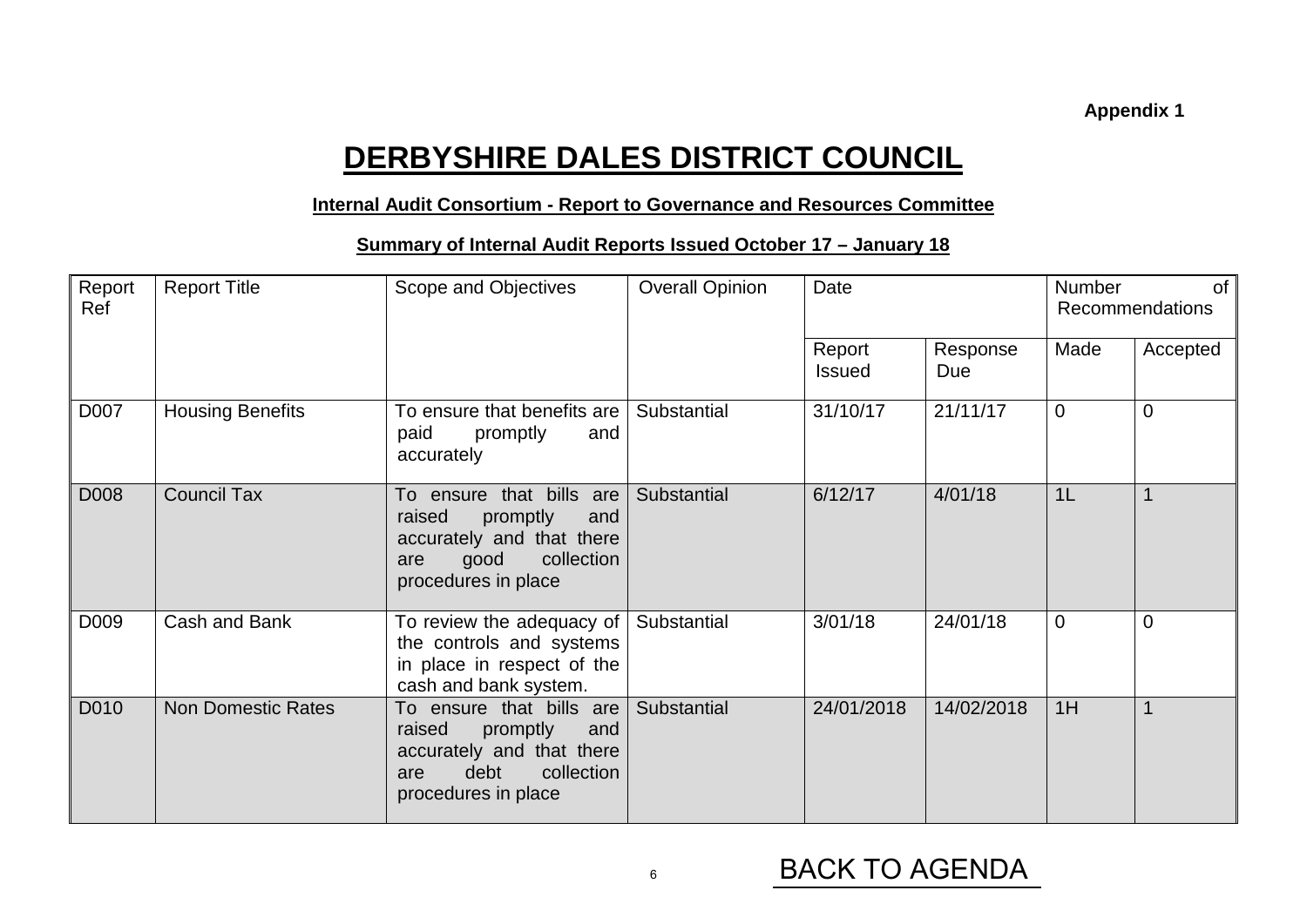**Appendix 1**

# DERBYSHIRE DALES DISTRICT COUNCIL

**Internal Audit Consortium - Report to Governance and Resources Committee**

**Summary of Internal Audit Reports Issued October 17 – January 18**

| Report Ref | Report Title | Scope and Objectives | Overall Opinion | Date | | Number of Recommendations | |
|---|---|---|---|---|---|---|---|
| | | | | Report Issued | Response Due | Made | Accepted |
| D007 | Housing Benefits | To ensure that benefits are paid promptly and accurately | Substantial | 31/10/17 | 21/11/17 | 0 | 0 |
| D008 | Council Tax | To ensure that bills are raised promptly and accurately and that there are good collection procedures in place | Substantial | 6/12/17 | 4/01/18 | 1L | 1 |
| D009 | Cash and Bank | To review the adequacy of the controls and systems in place in respect of the cash and bank system. | Substantial | 3/01/18 | 24/01/18 | 0 | 0 |
| D010 | Non Domestic Rates | To ensure that bills are raised promptly and accurately and that there are debt collection procedures in place | Substantial | 24/01/2018 | 14/02/2018 | 1H | 1 |

BACK TO AGENDA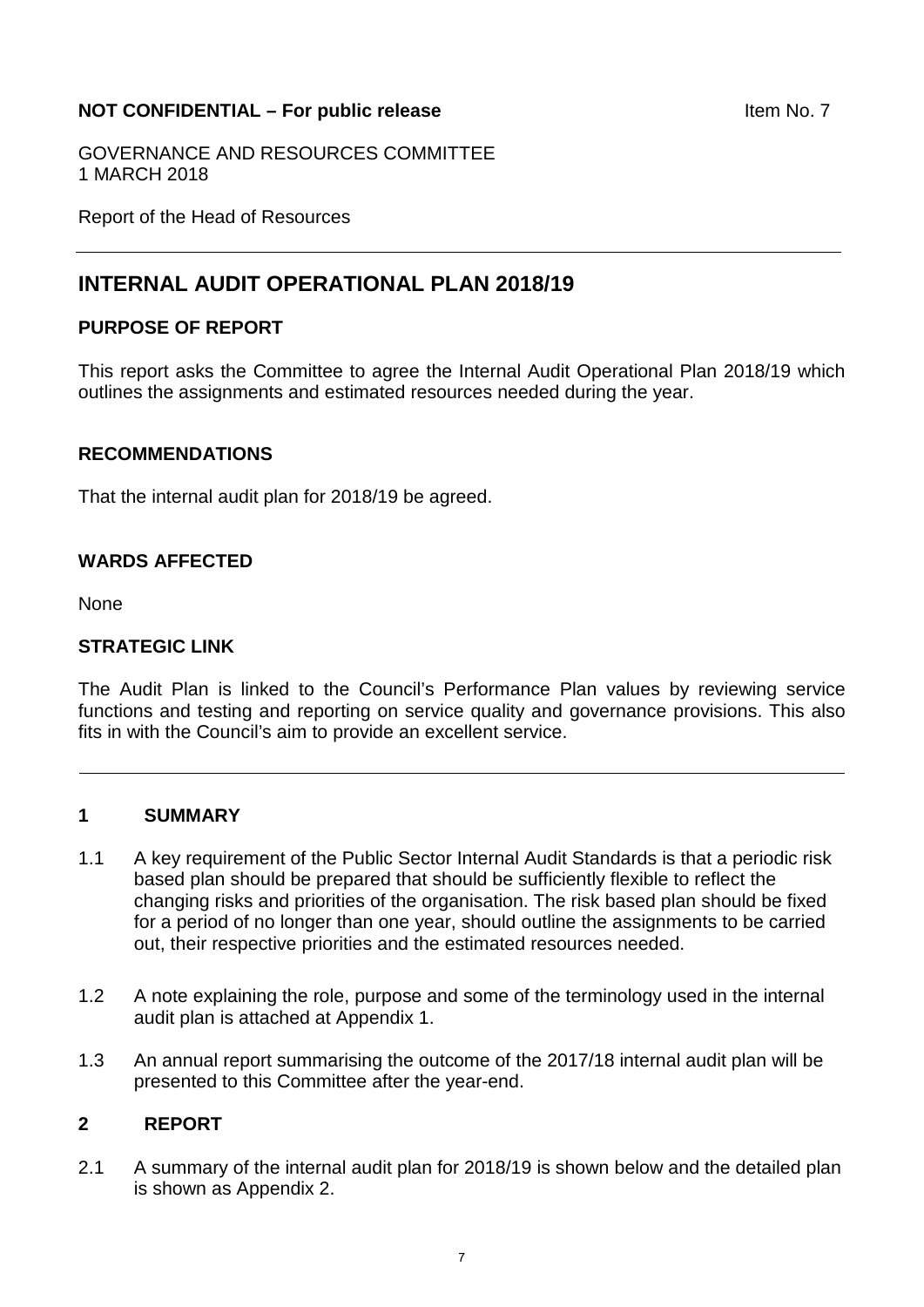**NOT CONFIDENTIAL – For public release** Item No. 7

GOVERNANCE AND RESOURCES COMMITTEE
1 MARCH 2018

Report of the Head of Resources

# INTERNAL AUDIT OPERATIONAL PLAN 2018/19

## PURPOSE OF REPORT

This report asks the Committee to agree the Internal Audit Operational Plan 2018/19 which outlines the assignments and estimated resources needed during the year.

## RECOMMENDATIONS

That the internal audit plan for 2018/19 be agreed.

## WARDS AFFECTED

None

## STRATEGIC LINK

The Audit Plan is linked to the Council's Performance Plan values by reviewing service functions and testing and reporting on service quality and governance provisions. This also fits in with the Council's aim to provide an excellent service.

## 1 SUMMARY

1.1 A key requirement of the Public Sector Internal Audit Standards is that a periodic risk based plan should be prepared that should be sufficiently flexible to reflect the changing risks and priorities of the organisation. The risk based plan should be fixed for a period of no longer than one year, should outline the assignments to be carried out, their respective priorities and the estimated resources needed.

1.2 A note explaining the role, purpose and some of the terminology used in the internal audit plan is attached at Appendix 1.

1.3 An annual report summarising the outcome of the 2017/18 internal audit plan will be presented to this Committee after the year-end.

## 2 REPORT

2.1 A summary of the internal audit plan for 2018/19 is shown below and the detailed plan is shown as Appendix 2.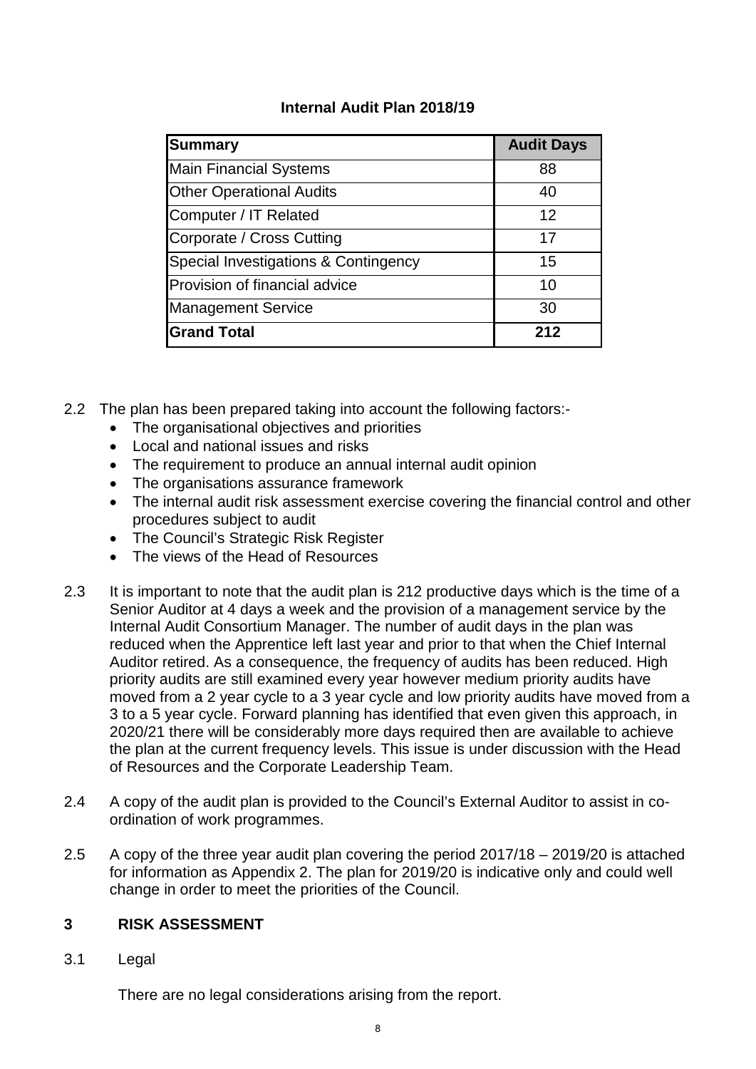**Internal Audit Plan 2018/19**

| **Summary** | **Audit Days** |
|---|---|
| Main Financial Systems | 88 |
| Other Operational Audits | 40 |
| Computer / IT Related | 12 |
| Corporate / Cross Cutting | 17 |
| Special Investigations & Contingency | 15 |
| Provision of financial advice | 10 |
| Management Service | 30 |
| **Grand Total** | **212** |

2.2 The plan has been prepared taking into account the following factors:-

- The organisational objectives and priorities
- Local and national issues and risks
- The requirement to produce an annual internal audit opinion
- The organisations assurance framework
- The internal audit risk assessment exercise covering the financial control and other procedures subject to audit
- The Council's Strategic Risk Register
- The views of the Head of Resources

2.3 It is important to note that the audit plan is 212 productive days which is the time of a Senior Auditor at 4 days a week and the provision of a management service by the Internal Audit Consortium Manager. The number of audit days in the plan was reduced when the Apprentice left last year and prior to that when the Chief Internal Auditor retired. As a consequence, the frequency of audits has been reduced. High priority audits are still examined every year however medium priority audits have moved from a 2 year cycle to a 3 year cycle and low priority audits have moved from a 3 to a 5 year cycle. Forward planning has identified that even given this approach, in 2020/21 there will be considerably more days required then are available to achieve the plan at the current frequency levels. This issue is under discussion with the Head of Resources and the Corporate Leadership Team.

2.4 A copy of the audit plan is provided to the Council's External Auditor to assist in co-ordination of work programmes.

2.5 A copy of the three year audit plan covering the period 2017/18 – 2019/20 is attached for information as Appendix 2. The plan for 2019/20 is indicative only and could well change in order to meet the priorities of the Council.

## 3 RISK ASSESSMENT

3.1 Legal

There are no legal considerations arising from the report.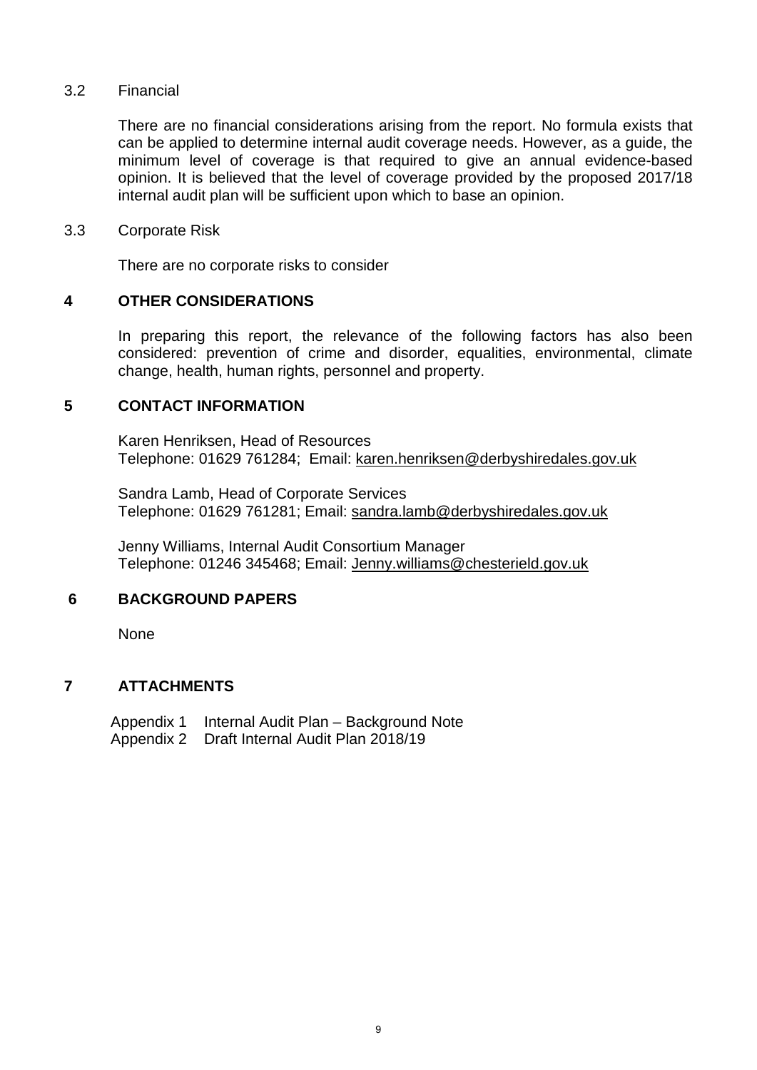### 3.2 Financial

There are no financial considerations arising from the report. No formula exists that can be applied to determine internal audit coverage needs. However, as a guide, the minimum level of coverage is that required to give an annual evidence-based opinion. It is believed that the level of coverage provided by the proposed 2017/18 internal audit plan will be sufficient upon which to base an opinion.

### 3.3 Corporate Risk

There are no corporate risks to consider

## 4 OTHER CONSIDERATIONS

In preparing this report, the relevance of the following factors has also been considered: prevention of crime and disorder, equalities, environmental, climate change, health, human rights, personnel and property.

## 5 CONTACT INFORMATION

Karen Henriksen, Head of Resources
Telephone: 01629 761284; Email: karen.henriksen@derbyshiredales.gov.uk

Sandra Lamb, Head of Corporate Services
Telephone: 01629 761281; Email: sandra.lamb@derbyshiredales.gov.uk

Jenny Williams, Internal Audit Consortium Manager
Telephone: 01246 345468; Email: Jenny.williams@chesterield.gov.uk

## 6 BACKGROUND PAPERS

None

## 7 ATTACHMENTS

Appendix 1 Internal Audit Plan – Background Note
Appendix 2 Draft Internal Audit Plan 2018/19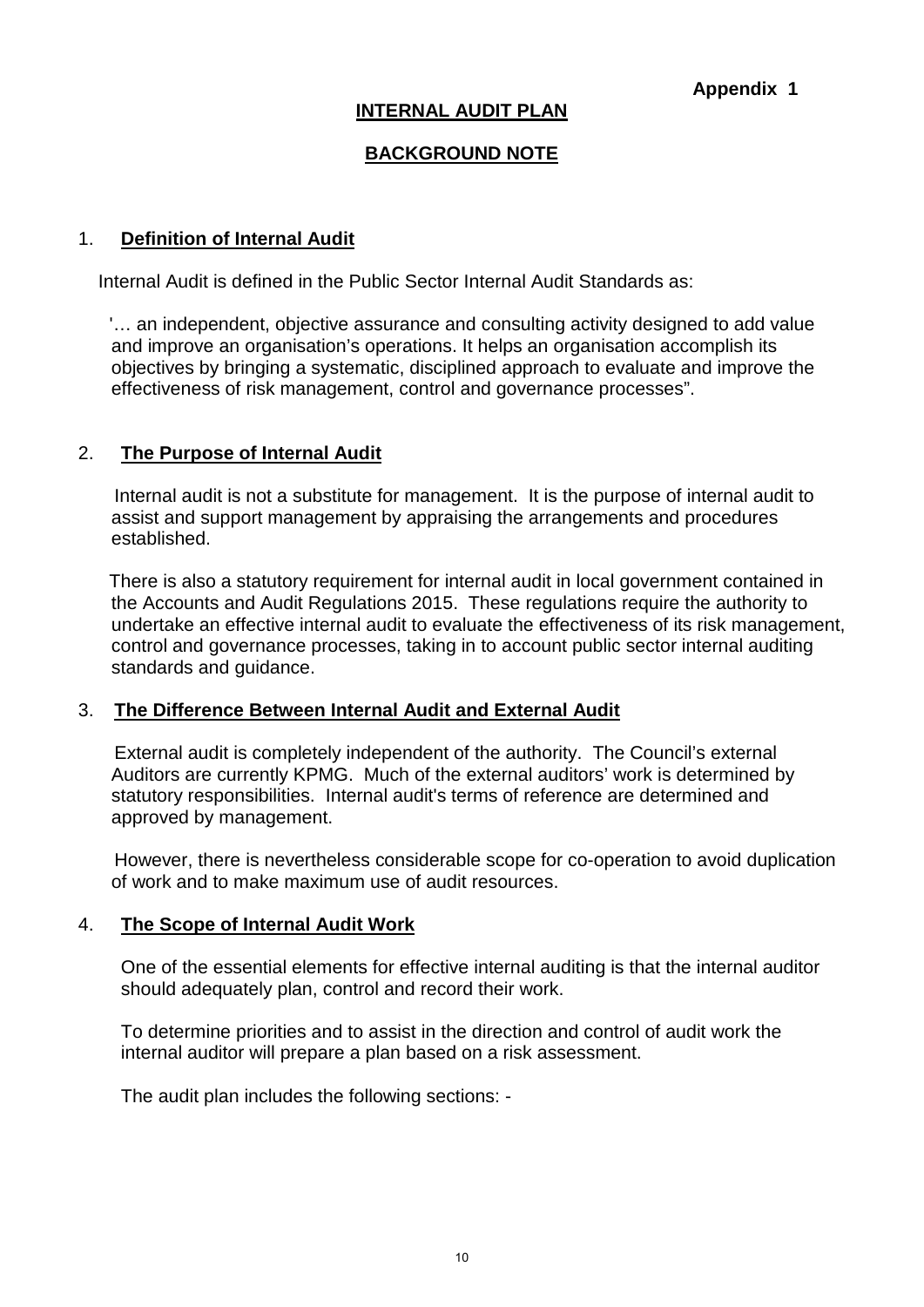**Appendix 1**

# INTERNAL AUDIT PLAN

## BACKGROUND NOTE

### 1. Definition of Internal Audit

Internal Audit is defined in the Public Sector Internal Audit Standards as:

'… an independent, objective assurance and consulting activity designed to add value and improve an organisation's operations. It helps an organisation accomplish its objectives by bringing a systematic, disciplined approach to evaluate and improve the effectiveness of risk management, control and governance processes".

### 2. The Purpose of Internal Audit

Internal audit is not a substitute for management. It is the purpose of internal audit to assist and support management by appraising the arrangements and procedures established.

There is also a statutory requirement for internal audit in local government contained in the Accounts and Audit Regulations 2015. These regulations require the authority to undertake an effective internal audit to evaluate the effectiveness of its risk management, control and governance processes, taking in to account public sector internal auditing standards and guidance.

### 3. The Difference Between Internal Audit and External Audit

External audit is completely independent of the authority. The Council's external Auditors are currently KPMG. Much of the external auditors' work is determined by statutory responsibilities. Internal audit's terms of reference are determined and approved by management.

However, there is nevertheless considerable scope for co-operation to avoid duplication of work and to make maximum use of audit resources.

### 4. The Scope of Internal Audit Work

One of the essential elements for effective internal auditing is that the internal auditor should adequately plan, control and record their work.

To determine priorities and to assist in the direction and control of audit work the internal auditor will prepare a plan based on a risk assessment.

The audit plan includes the following sections: -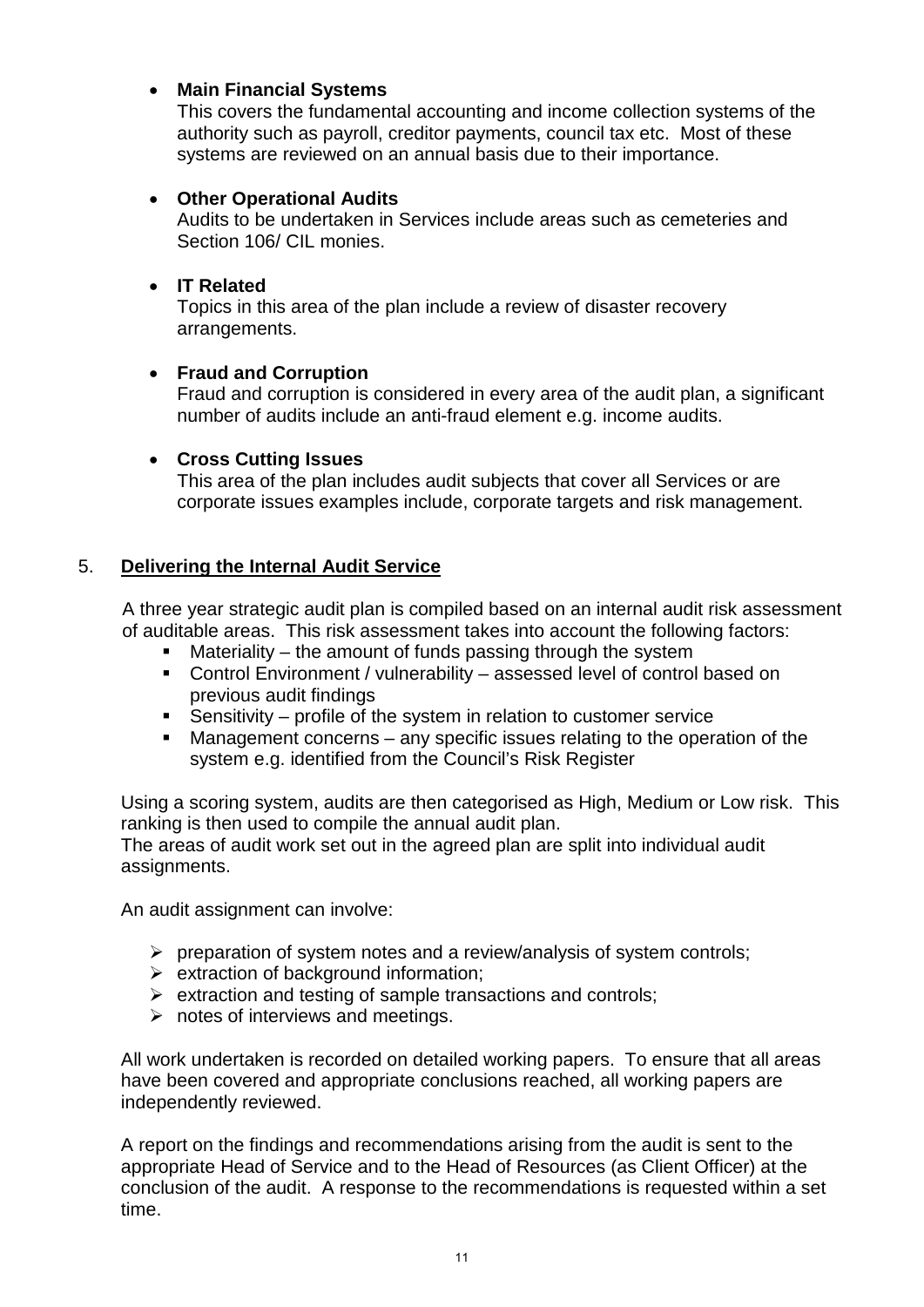- **Main Financial Systems**
  This covers the fundamental accounting and income collection systems of the authority such as payroll, creditor payments, council tax etc. Most of these systems are reviewed on an annual basis due to their importance.

- **Other Operational Audits**
  Audits to be undertaken in Services include areas such as cemeteries and Section 106/ CIL monies.

- **IT Related**
  Topics in this area of the plan include a review of disaster recovery arrangements.

- **Fraud and Corruption**
  Fraud and corruption is considered in every area of the audit plan, a significant number of audits include an anti-fraud element e.g. income audits.

- **Cross Cutting Issues**
  This area of the plan includes audit subjects that cover all Services or are corporate issues examples include, corporate targets and risk management.

## 5. Delivering the Internal Audit Service

A three year strategic audit plan is compiled based on an internal audit risk assessment of auditable areas. This risk assessment takes into account the following factors:

- Materiality – the amount of funds passing through the system
- Control Environment / vulnerability – assessed level of control based on previous audit findings
- Sensitivity – profile of the system in relation to customer service
- Management concerns – any specific issues relating to the operation of the system e.g. identified from the Council's Risk Register

Using a scoring system, audits are then categorised as High, Medium or Low risk. This ranking is then used to compile the annual audit plan.
The areas of audit work set out in the agreed plan are split into individual audit assignments.

An audit assignment can involve:

- preparation of system notes and a review/analysis of system controls;
- extraction of background information;
- extraction and testing of sample transactions and controls;
- notes of interviews and meetings.

All work undertaken is recorded on detailed working papers. To ensure that all areas have been covered and appropriate conclusions reached, all working papers are independently reviewed.

A report on the findings and recommendations arising from the audit is sent to the appropriate Head of Service and to the Head of Resources (as Client Officer) at the conclusion of the audit. A response to the recommendations is requested within a set time.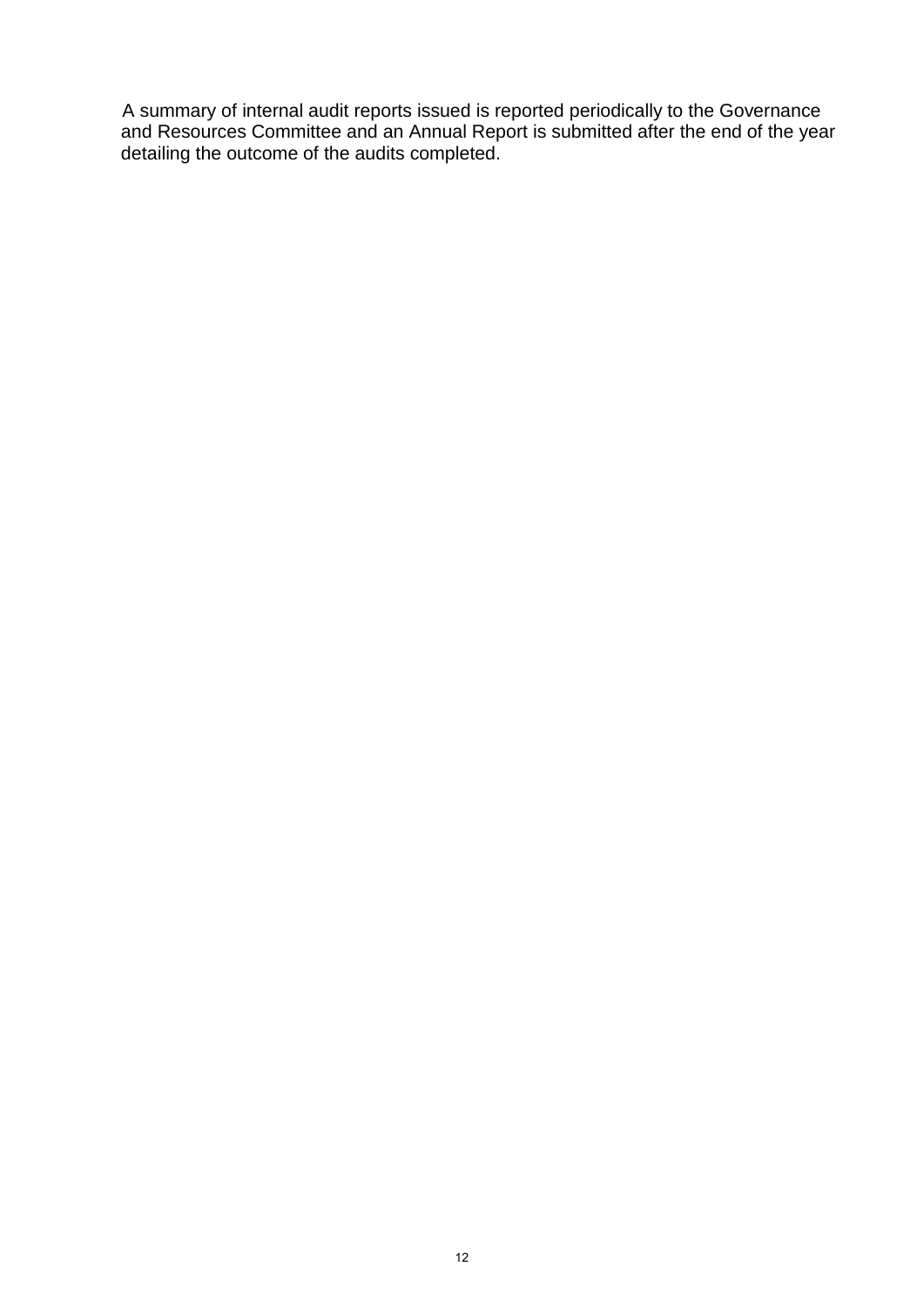A summary of internal audit reports issued is reported periodically to the Governance and Resources Committee and an Annual Report is submitted after the end of the year detailing the outcome of the audits completed.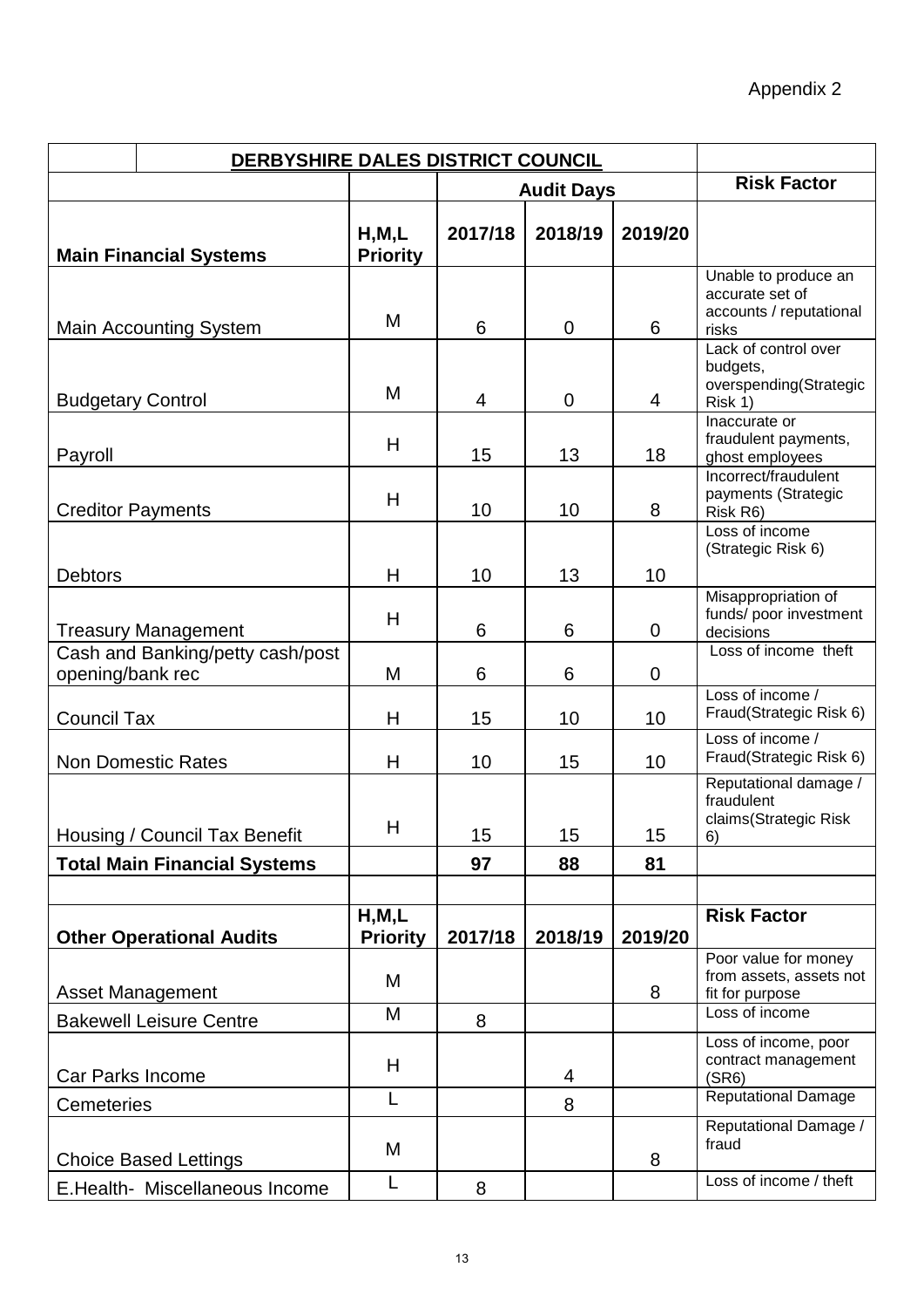Appendix 2

| DERBYSHIRE DALES DISTRICT COUNCIL | | | | | |
|---|---|---|---|---|---|
| | | Audit Days | | | Risk Factor |
| **Main Financial Systems** | H,M,L Priority | 2017/18 | 2018/19 | 2019/20 | |
| Main Accounting System | M | 6 | 0 | 6 | Unable to produce an accurate set of accounts / reputational risks |
| Budgetary Control | M | 4 | 0 | 4 | Lack of control over budgets, overspending(Strategic Risk 1) |
| Payroll | H | 15 | 13 | 18 | Inaccurate or fraudulent payments, ghost employees |
| Creditor Payments | H | 10 | 10 | 8 | Incorrect/fraudulent payments (Strategic Risk R6) |
| Debtors | H | 10 | 13 | 10 | Loss of income (Strategic Risk 6) |
| Treasury Management | H | 6 | 6 | 0 | Misappropriation of funds/ poor investment decisions |
| Cash and Banking/petty cash/post opening/bank rec | M | 6 | 6 | 0 | Loss of income theft |
| Council Tax | H | 15 | 10 | 10 | Loss of income / Fraud(Strategic Risk 6) |
| Non Domestic Rates | H | 10 | 15 | 10 | Loss of income / Fraud(Strategic Risk 6) |
| Housing / Council Tax Benefit | H | 15 | 15 | 15 | Reputational damage / fraudulent claims(Strategic Risk 6) |
| **Total Main Financial Systems** | | **97** | **88** | **81** | |
| | | | | | |
| **Other Operational Audits** | **H,M,L Priority** | **2017/18** | **2018/19** | **2019/20** | **Risk Factor** |
| Asset Management | M | | | 8 | Poor value for money from assets, assets not fit for purpose |
| Bakewell Leisure Centre | M | 8 | | | Loss of income |
| Car Parks Income | H | | 4 | | Loss of income, poor contract management (SR6) |
| Cemeteries | L | | 8 | | Reputational Damage |
| Choice Based Lettings | M | | | 8 | Reputational Damage / fraud |
| E.Health- Miscellaneous Income | L | 8 | | | Loss of income / theft |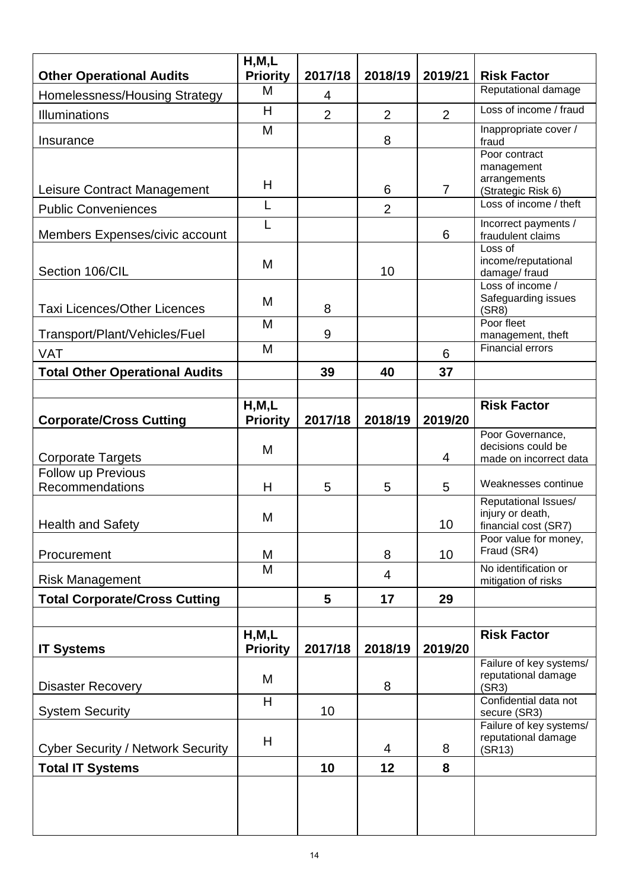| Other Operational Audits | H,M,L Priority | 2017/18 | 2018/19 | 2019/21 | Risk Factor |
|---|---|---|---|---|---|
| Homelessness/Housing Strategy | M | 4 | | | Reputational damage |
| Illuminations | H | 2 | 2 | 2 | Loss of income / fraud |
| Insurance | M | | 8 | | Inappropriate cover / fraud |
| Leisure Contract Management | H | | 6 | 7 | Poor contract management arrangements (Strategic Risk 6) |
| Public Conveniences | L | | 2 | | Loss of income / theft |
| Members Expenses/civic account | L | | | 6 | Incorrect payments / fraudulent claims |
| Section 106/CIL | M | | 10 | | Loss of income/reputational damage/ fraud |
| Taxi Licences/Other Licences | M | 8 | | | Loss of income / Safeguarding issues (SR8) |
| Transport/Plant/Vehicles/Fuel | M | 9 | | | Poor fleet management, theft |
| VAT | M | | | 6 | Financial errors |
| **Total Other Operational Audits** | | **39** | **40** | **37** | |

| Corporate/Cross Cutting | H,M,L Priority | 2017/18 | 2018/19 | 2019/20 | Risk Factor |
|---|---|---|---|---|---|
| Corporate Targets | M | | | 4 | Poor Governance, decisions could be made on incorrect data |
| Follow up Previous Recommendations | H | 5 | 5 | 5 | Weaknesses continue |
| Health and Safety | M | | | 10 | Reputational Issues/ injury or death, financial cost (SR7) |
| Procurement | M | | 8 | 10 | Poor value for money, Fraud (SR4) |
| Risk Management | M | | 4 | | No identification or mitigation of risks |
| **Total Corporate/Cross Cutting** | | **5** | **17** | **29** | |

| IT Systems | H,M,L Priority | 2017/18 | 2018/19 | 2019/20 | Risk Factor |
|---|---|---|---|---|---|
| Disaster Recovery | M | | 8 | | Failure of key systems/ reputational damage (SR3) |
| System Security | H | 10 | | | Confidential data not secure (SR3) |
| Cyber Security / Network Security | H | | 4 | 8 | Failure of key systems/ reputational damage (SR13) |
| **Total IT Systems** | | **10** | **12** | **8** | |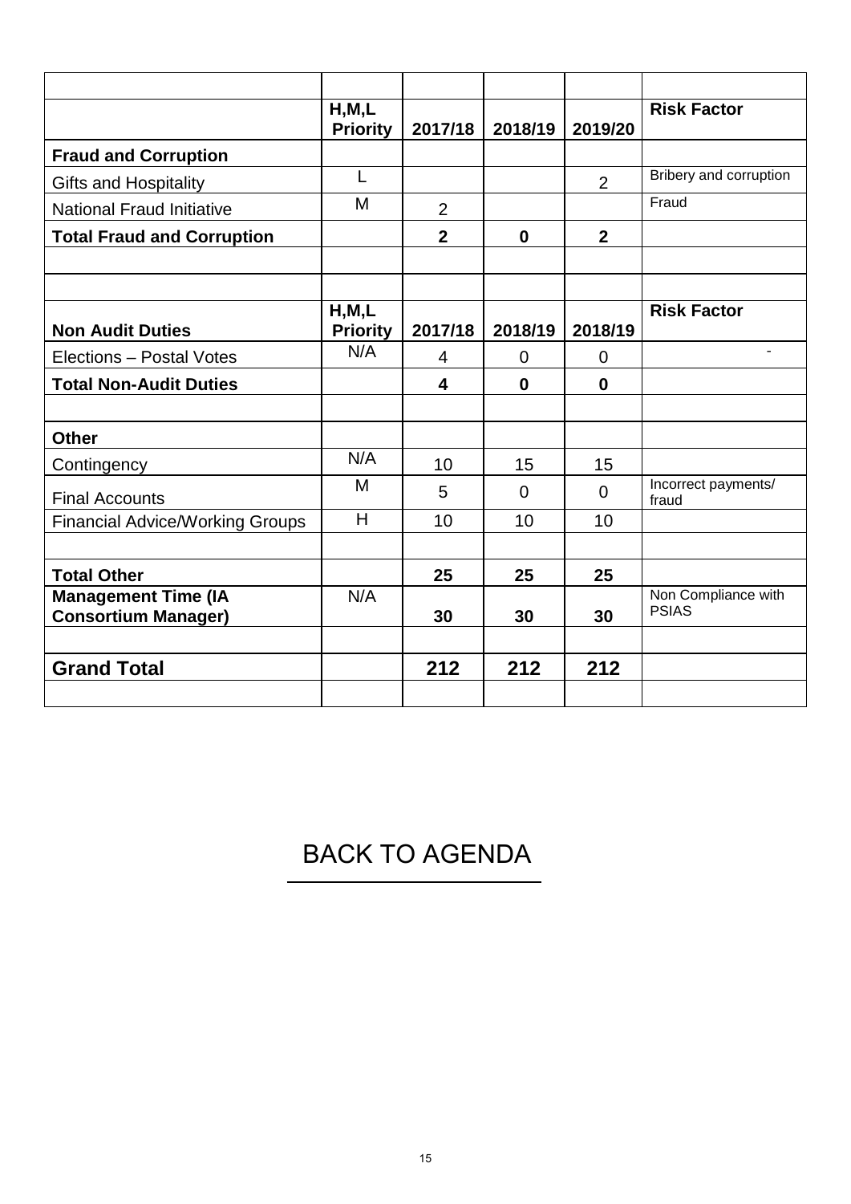| | | | | | |
|---|---|---|---|---|---|
| | **H,M,L Priority** | **2017/18** | **2018/19** | **2019/20** | **Risk Factor** |
| **Fraud and Corruption** | | | | | |
| Gifts and Hospitality | L | | | 2 | Bribery and corruption |
| National Fraud Initiative | M | 2 | | | Fraud |
| **Total Fraud and Corruption** | | **2** | **0** | **2** | |
| | | | | | |
| | | | | | |
| **Non Audit Duties** | **H,M,L Priority** | **2017/18** | **2018/19** | **2018/19** | **Risk Factor** |
| Elections – Postal Votes | N/A | 4 | 0 | 0 | - |
| **Total Non-Audit Duties** | | **4** | **0** | **0** | |
| | | | | | |
| **Other** | | | | | |
| Contingency | N/A | 10 | 15 | 15 | |
| Final Accounts | M | 5 | 0 | 0 | Incorrect payments/ fraud |
| Financial Advice/Working Groups | H | 10 | 10 | 10 | |
| | | | | | |
| **Total Other** | | **25** | **25** | **25** | |
| **Management Time (IA Consortium Manager)** | N/A | **30** | **30** | **30** | Non Compliance with PSIAS |
| | | | | | |
| **Grand Total** | | **212** | **212** | **212** | |
| | | | | | |

BACK TO AGENDA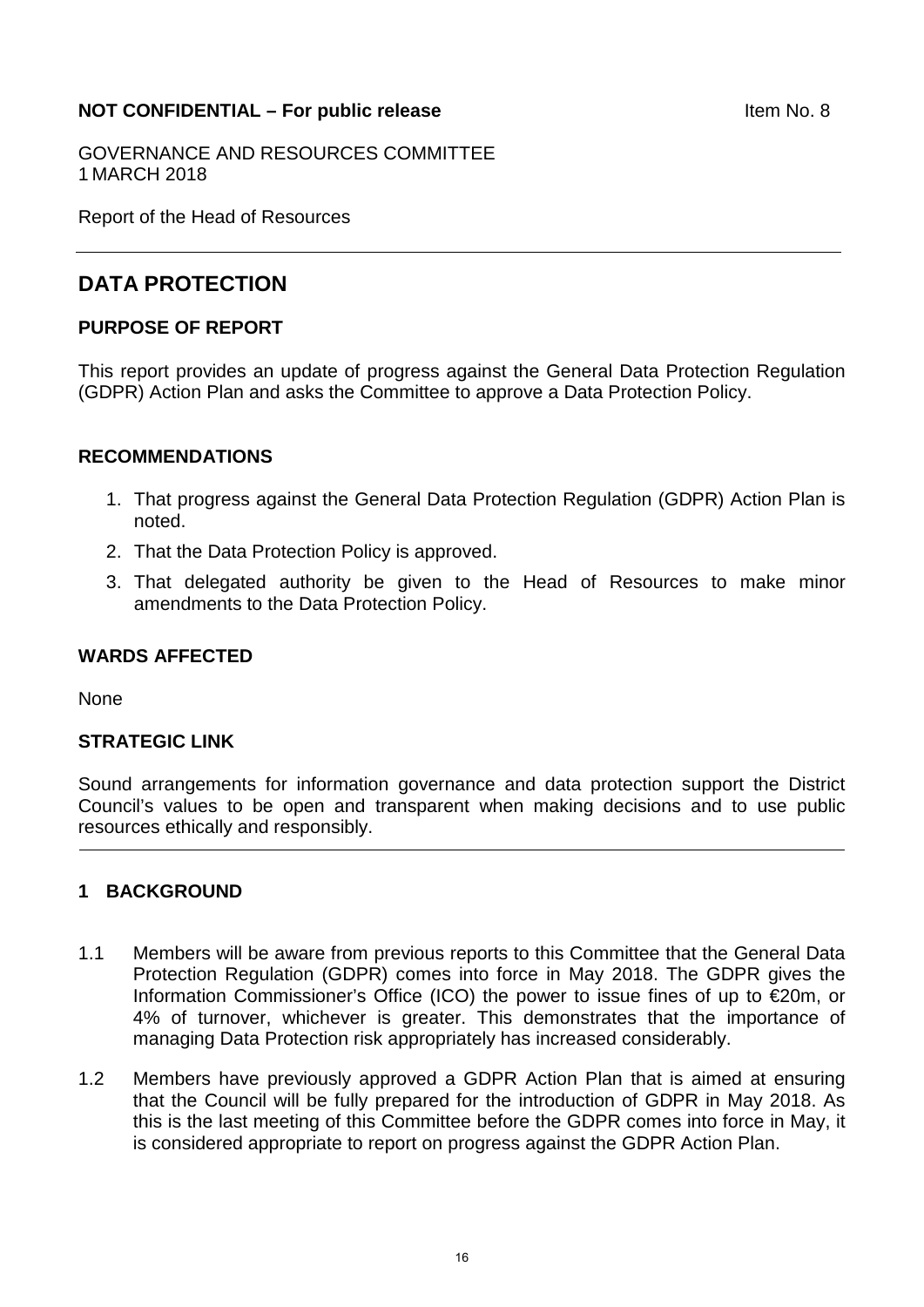**NOT CONFIDENTIAL – For public release** Item No. 8

GOVERNANCE AND RESOURCES COMMITTEE
1 MARCH 2018

Report of the Head of Resources

---

## DATA PROTECTION

### PURPOSE OF REPORT

This report provides an update of progress against the General Data Protection Regulation (GDPR) Action Plan and asks the Committee to approve a Data Protection Policy.

### RECOMMENDATIONS

1. That progress against the General Data Protection Regulation (GDPR) Action Plan is noted.
2. That the Data Protection Policy is approved.
3. That delegated authority be given to the Head of Resources to make minor amendments to the Data Protection Policy.

### WARDS AFFECTED

None

### STRATEGIC LINK

Sound arrangements for information governance and data protection support the District Council's values to be open and transparent when making decisions and to use public resources ethically and responsibly.

---

### 1 BACKGROUND

1.1 Members will be aware from previous reports to this Committee that the General Data Protection Regulation (GDPR) comes into force in May 2018. The GDPR gives the Information Commissioner's Office (ICO) the power to issue fines of up to €20m, or 4% of turnover, whichever is greater. This demonstrates that the importance of managing Data Protection risk appropriately has increased considerably.

1.2 Members have previously approved a GDPR Action Plan that is aimed at ensuring that the Council will be fully prepared for the introduction of GDPR in May 2018. As this is the last meeting of this Committee before the GDPR comes into force in May, it is considered appropriate to report on progress against the GDPR Action Plan.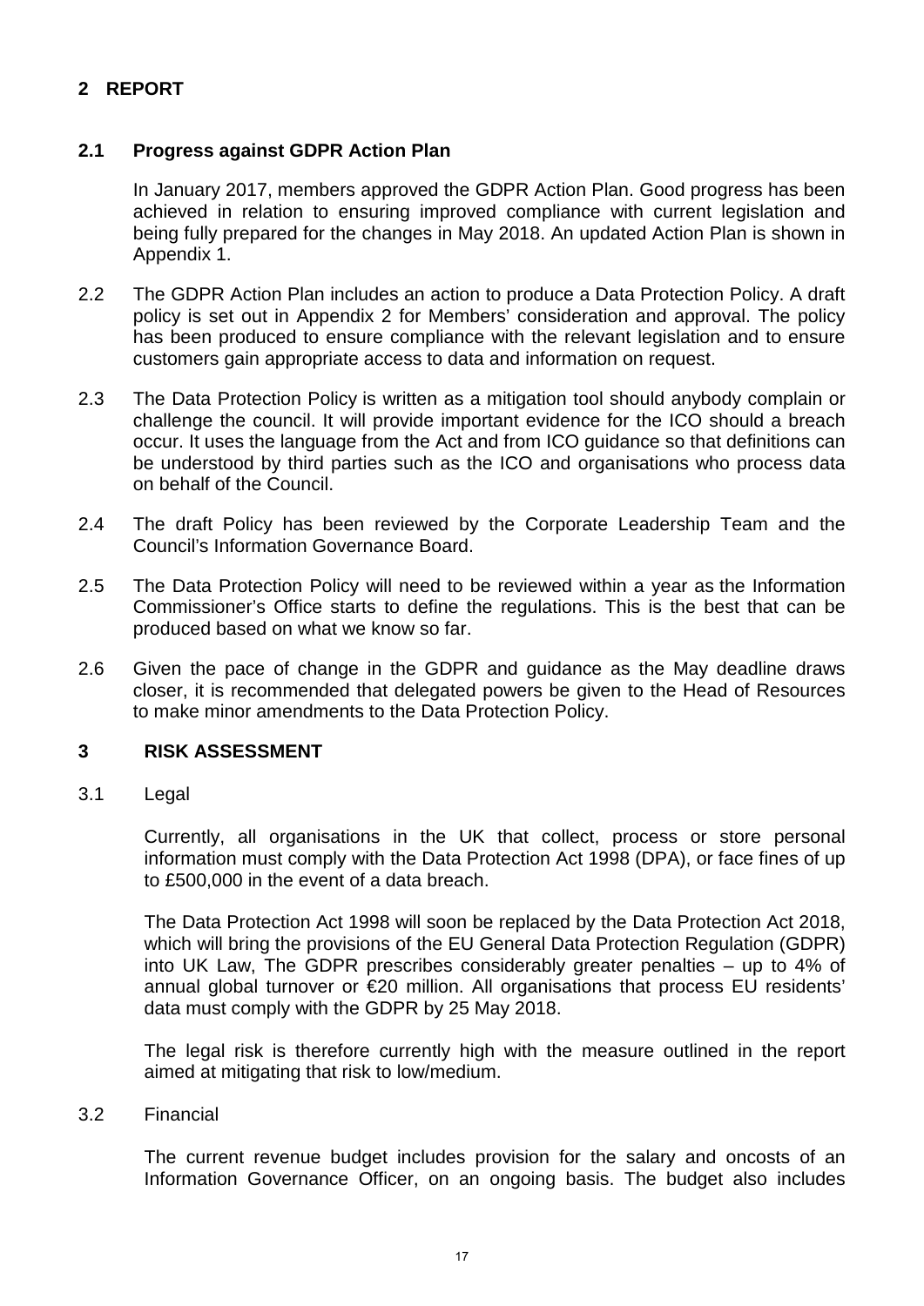## 2 REPORT

### 2.1 Progress against GDPR Action Plan

In January 2017, members approved the GDPR Action Plan. Good progress has been achieved in relation to ensuring improved compliance with current legislation and being fully prepared for the changes in May 2018. An updated Action Plan is shown in Appendix 1.

2.2 The GDPR Action Plan includes an action to produce a Data Protection Policy. A draft policy is set out in Appendix 2 for Members' consideration and approval. The policy has been produced to ensure compliance with the relevant legislation and to ensure customers gain appropriate access to data and information on request.

2.3 The Data Protection Policy is written as a mitigation tool should anybody complain or challenge the council. It will provide important evidence for the ICO should a breach occur. It uses the language from the Act and from ICO guidance so that definitions can be understood by third parties such as the ICO and organisations who process data on behalf of the Council.

2.4 The draft Policy has been reviewed by the Corporate Leadership Team and the Council's Information Governance Board.

2.5 The Data Protection Policy will need to be reviewed within a year as the Information Commissioner's Office starts to define the regulations. This is the best that can be produced based on what we know so far.

2.6 Given the pace of change in the GDPR and guidance as the May deadline draws closer, it is recommended that delegated powers be given to the Head of Resources to make minor amendments to the Data Protection Policy.

## 3 RISK ASSESSMENT

3.1 Legal

Currently, all organisations in the UK that collect, process or store personal information must comply with the Data Protection Act 1998 (DPA), or face fines of up to £500,000 in the event of a data breach.

The Data Protection Act 1998 will soon be replaced by the Data Protection Act 2018, which will bring the provisions of the EU General Data Protection Regulation (GDPR) into UK Law, The GDPR prescribes considerably greater penalties – up to 4% of annual global turnover or €20 million. All organisations that process EU residents' data must comply with the GDPR by 25 May 2018.

The legal risk is therefore currently high with the measure outlined in the report aimed at mitigating that risk to low/medium.

3.2 Financial

The current revenue budget includes provision for the salary and oncosts of an Information Governance Officer, on an ongoing basis. The budget also includes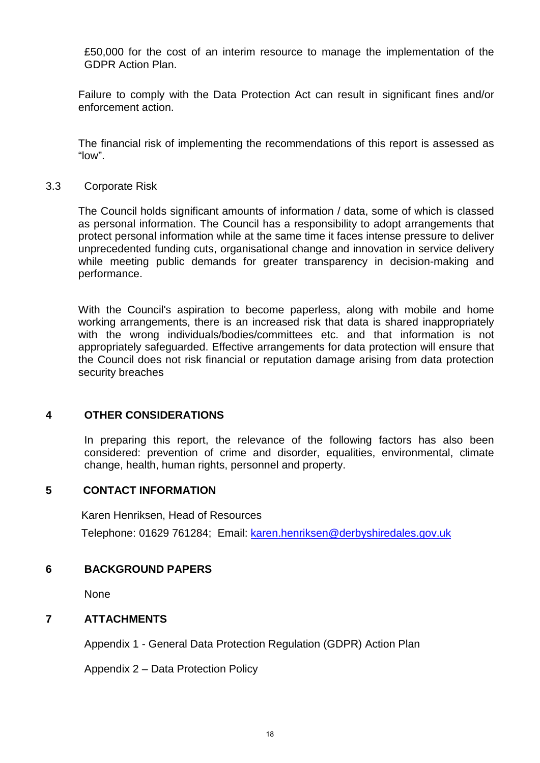£50,000 for the cost of an interim resource to manage the implementation of the GDPR Action Plan.

Failure to comply with the Data Protection Act can result in significant fines and/or enforcement action.

The financial risk of implementing the recommendations of this report is assessed as "low".

### 3.3 Corporate Risk

The Council holds significant amounts of information / data, some of which is classed as personal information. The Council has a responsibility to adopt arrangements that protect personal information while at the same time it faces intense pressure to deliver unprecedented funding cuts, organisational change and innovation in service delivery while meeting public demands for greater transparency in decision-making and performance.

With the Council's aspiration to become paperless, along with mobile and home working arrangements, there is an increased risk that data is shared inappropriately with the wrong individuals/bodies/committees etc. and that information is not appropriately safeguarded. Effective arrangements for data protection will ensure that the Council does not risk financial or reputation damage arising from data protection security breaches

## 4 OTHER CONSIDERATIONS

In preparing this report, the relevance of the following factors has also been considered: prevention of crime and disorder, equalities, environmental, climate change, health, human rights, personnel and property.

## 5 CONTACT INFORMATION

Karen Henriksen, Head of Resources

Telephone: 01629 761284; Email: [karen.henriksen@derbyshiredales.gov.uk](mailto:karen.henriksen@derbyshiredales.gov.uk)

## 6 BACKGROUND PAPERS

None

## 7 ATTACHMENTS

Appendix 1 - General Data Protection Regulation (GDPR) Action Plan

Appendix 2 – Data Protection Policy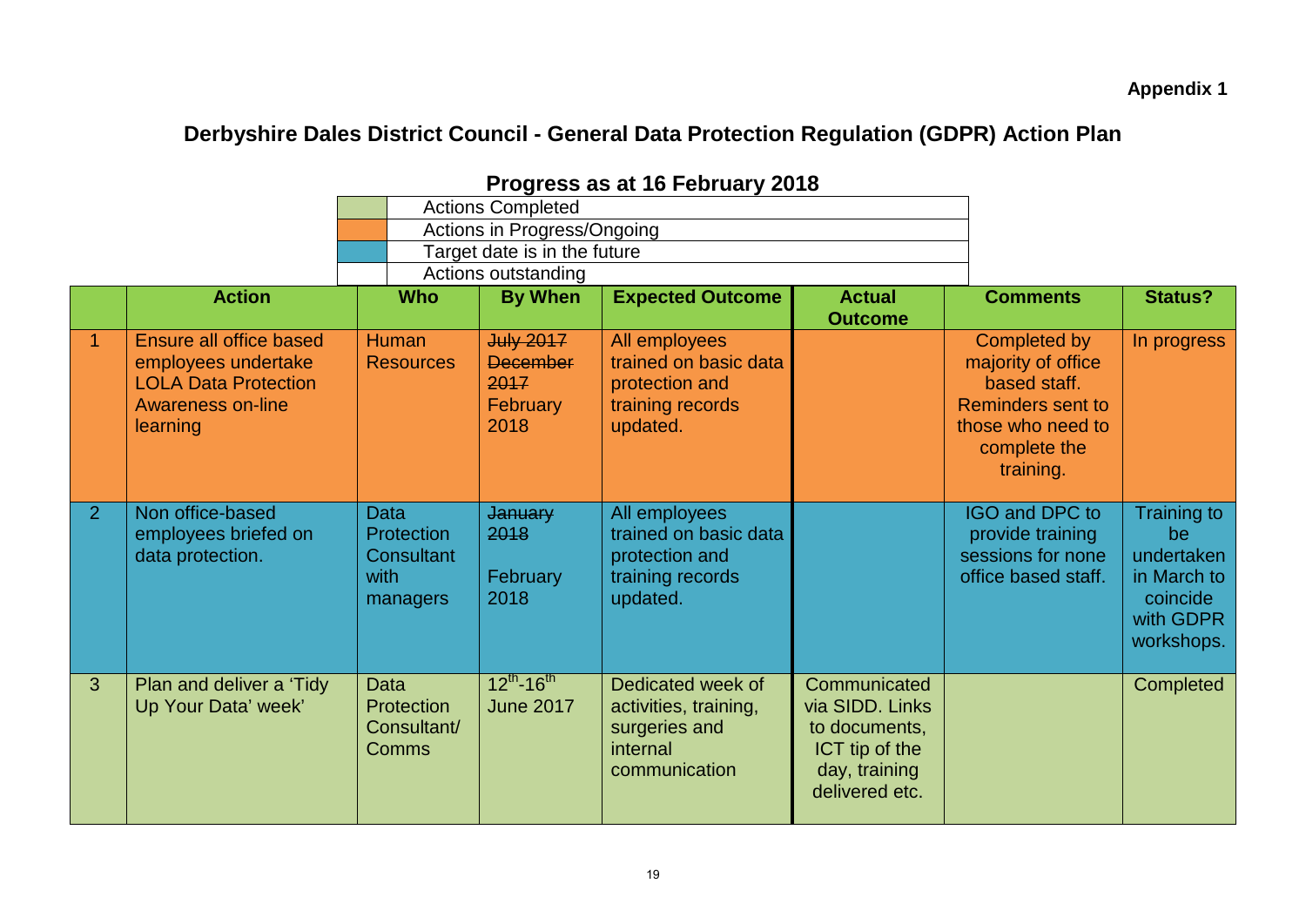**Appendix 1**

# Derbyshire Dales District Council - General Data Protection Regulation (GDPR) Action Plan

## Progress as at 16 February 2018

| Key | |
|---|---|
| (green) | Actions Completed |
| (orange) | Actions in Progress/Ongoing |
| (blue) | Target date is in the future |
| (white) | Actions outstanding |

| | Action | Who | By When | Expected Outcome | Actual Outcome | Comments | Status? |
|---|---|---|---|---|---|---|---|
| 1 | Ensure all office based employees undertake LOLA Data Protection Awareness on-line learning | Human Resources | ~~July 2017~~ ~~December 2017~~ February 2018 | All employees trained on basic data protection and training records updated. | | Completed by majority of office based staff. Reminders sent to those who need to complete the training. | In progress |
| 2 | Non office-based employees briefed on data protection. | Data Protection Consultant with managers | ~~January 2018~~ February 2018 | All employees trained on basic data protection and training records updated. | | IGO and DPC to provide training sessions for none office based staff. | Training to be undertaken in March to coincide with GDPR workshops. |
| 3 | Plan and deliver a 'Tidy Up Your Data' week' | Data Protection Consultant/ Comms | 12th-16th June 2017 | Dedicated week of activities, training, surgeries and internal communication | Communicated via SIDD. Links to documents, ICT tip of the day, training delivered etc. | | Completed |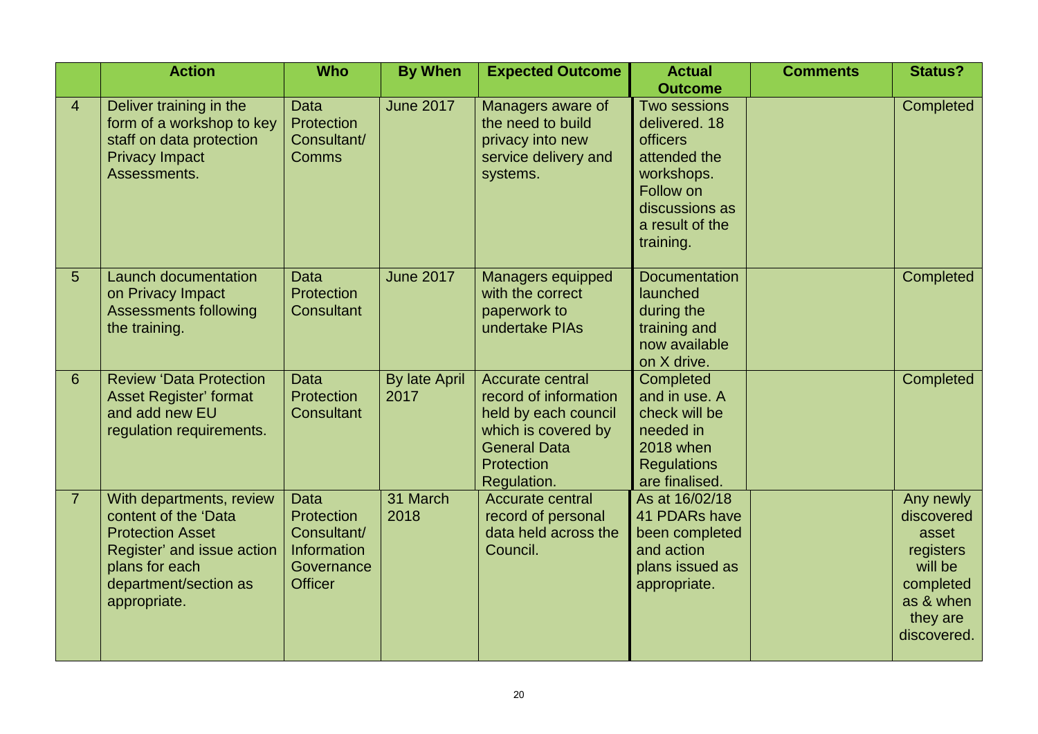|  | Action | Who | By When | Expected Outcome | Actual Outcome | Comments | Status? |
|---|---|---|---|---|---|---|---|
| 4 | Deliver training in the form of a workshop to key staff on data protection Privacy Impact Assessments. | Data Protection Consultant/ Comms | June 2017 | Managers aware of the need to build privacy into new service delivery and systems. | Two sessions delivered. 18 officers attended the workshops. Follow on discussions as a result of the training. |  | Completed |
| 5 | Launch documentation on Privacy Impact Assessments following the training. | Data Protection Consultant | June 2017 | Managers equipped with the correct paperwork to undertake PIAs | Documentation launched during the training and now available on X drive. |  | Completed |
| 6 | Review 'Data Protection Asset Register' format and add new EU regulation requirements. | Data Protection Consultant | By late April 2017 | Accurate central record of information held by each council which is covered by General Data Protection Regulation. | Completed and in use. A check will be needed in 2018 when Regulations are finalised. |  | Completed |
| 7 | With departments, review content of the 'Data Protection Asset Register' and issue action plans for each department/section as appropriate. | Data Protection Consultant/ Information Governance Officer | 31 March 2018 | Accurate central record of personal data held across the Council. | As at 16/02/18 41 PDARs have been completed and action plans issued as appropriate. |  | Any newly discovered asset registers will be completed as & when they are discovered. |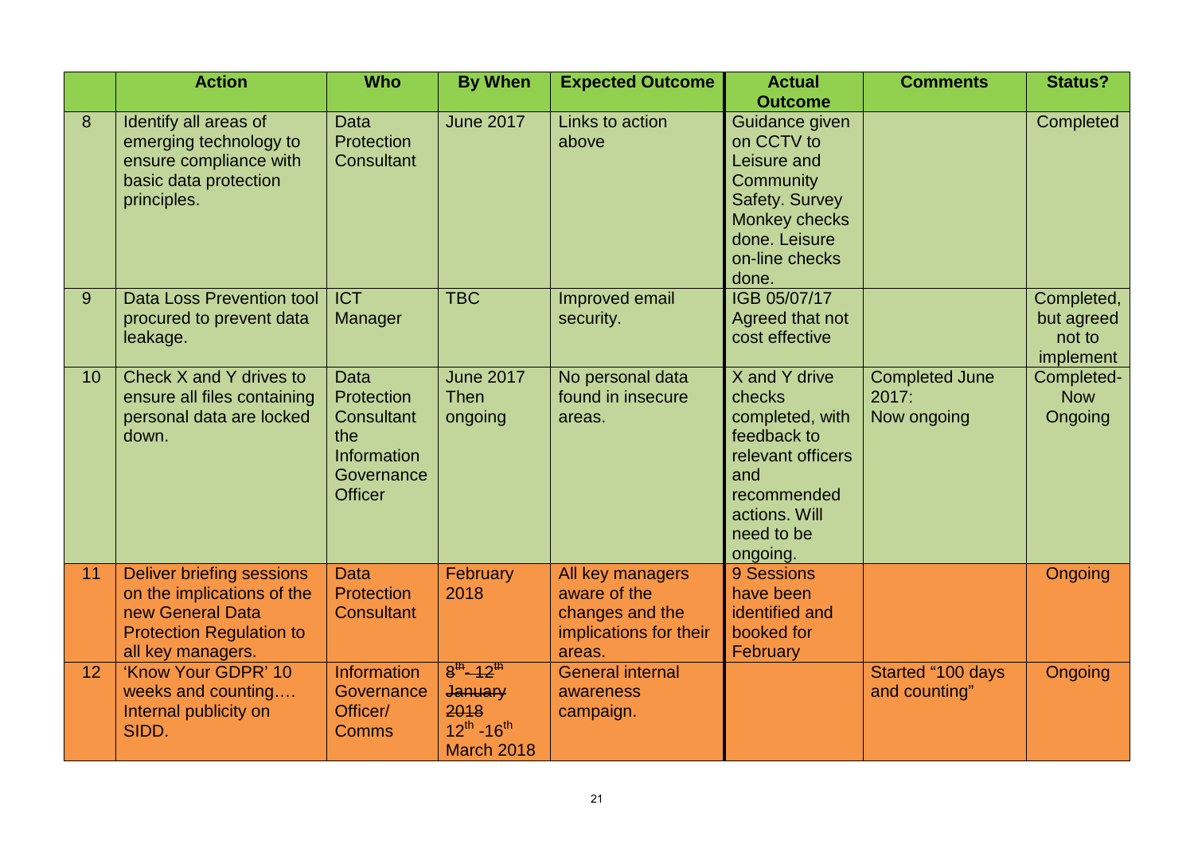| | Action | Who | By When | Expected Outcome | Actual Outcome | Comments | Status? |
|---|---|---|---|---|---|---|---|
| 8 | Identify all areas of emerging technology to ensure compliance with basic data protection principles. | Data Protection Consultant | June 2017 | Links to action above | Guidance given on CCTV to Leisure and Community Safety. Survey Monkey checks done. Leisure on-line checks done. | | Completed |
| 9 | Data Loss Prevention tool procured to prevent data leakage. | ICT Manager | TBC | Improved email security. | IGB 05/07/17 Agreed that not cost effective | | Completed, but agreed not to implement |
| 10 | Check X and Y drives to ensure all files containing personal data are locked down. | Data Protection Consultant the Information Governance Officer | June 2017 Then ongoing | No personal data found in insecure areas. | X and Y drive checks completed, with feedback to relevant officers and recommended actions. Will need to be ongoing. | Completed June 2017: Now ongoing | Completed- Now Ongoing |
| 11 | Deliver briefing sessions on the implications of the new General Data Protection Regulation to all key managers. | Data Protection Consultant | February 2018 | All key managers aware of the changes and the implications for their areas. | 9 Sessions have been identified and booked for February | | Ongoing |
| 12 | 'Know Your GDPR' 10 weeks and counting…. Internal publicity on SIDD. | Information Governance Officer/ Comms | ~~8th - 12th January 2018~~ 12th -16th March 2018 | General internal awareness campaign. | | Started "100 days and counting" | Ongoing |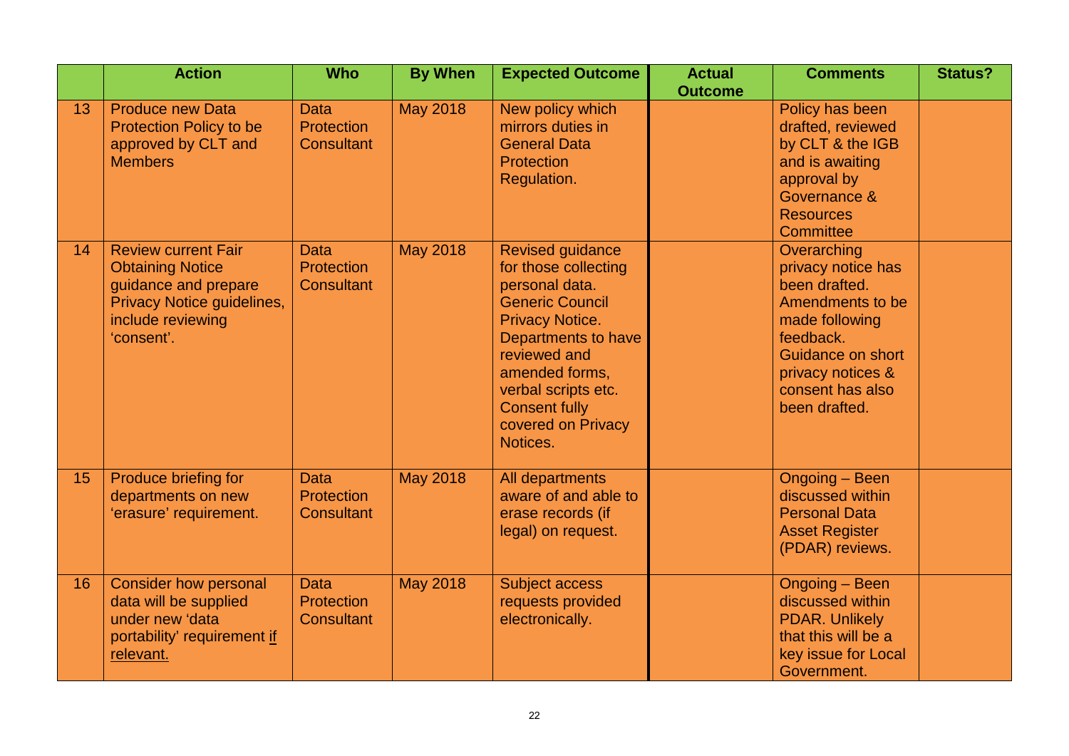| | Action | Who | By When | Expected Outcome | Actual Outcome | Comments | Status? |
|---|---|---|---|---|---|---|---|
| 13 | Produce new Data Protection Policy to be approved by CLT and Members | Data Protection Consultant | May 2018 | New policy which mirrors duties in General Data Protection Regulation. | | Policy has been drafted, reviewed by CLT & the IGB and is awaiting approval by Governance & Resources Committee | |
| 14 | Review current Fair Obtaining Notice guidance and prepare Privacy Notice guidelines, include reviewing 'consent'. | Data Protection Consultant | May 2018 | Revised guidance for those collecting personal data. Generic Council Privacy Notice. Departments to have reviewed and amended forms, verbal scripts etc. Consent fully covered on Privacy Notices. | | Overarching privacy notice has been drafted. Amendments to be made following feedback. Guidance on short privacy notices & consent has also been drafted. | |
| 15 | Produce briefing for departments on new 'erasure' requirement. | Data Protection Consultant | May 2018 | All departments aware of and able to erase records (if legal) on request. | | Ongoing – Been discussed within Personal Data Asset Register (PDAR) reviews. | |
| 16 | Consider how personal data will be supplied under new 'data portability' requirement if relevant. | Data Protection Consultant | May 2018 | Subject access requests provided electronically. | | Ongoing – Been discussed within PDAR. Unlikely that this will be a key issue for Local Government. | |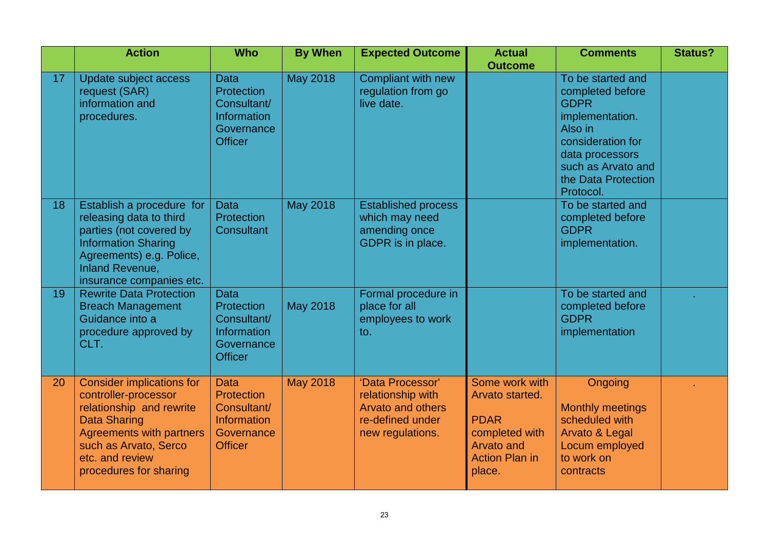| | Action | Who | By When | Expected Outcome | Actual Outcome | Comments | Status? |
|---|---|---|---|---|---|---|---|
| 17 | Update subject access request (SAR) information and procedures. | Data Protection Consultant/ Information Governance Officer | May 2018 | Compliant with new regulation from go live date. | | To be started and completed before GDPR implementation. Also in consideration for data processors such as Arvato and the Data Protection Protocol. | |
| 18 | Establish a procedure for releasing data to third parties (not covered by Information Sharing Agreements) e.g. Police, Inland Revenue, insurance companies etc. | Data Protection Consultant | May 2018 | Established process which may need amending once GDPR is in place. | | To be started and completed before GDPR implementation. | |
| 19 | Rewrite Data Protection Breach Management Guidance into a procedure approved by CLT. | Data Protection Consultant/ Information Governance Officer | May 2018 | Formal procedure in place for all employees to work to. | | To be started and completed before GDPR implementation | . |
| 20 | Consider implications for controller-processor relationship and rewrite Data Sharing Agreements with partners such as Arvato, Serco etc. and review procedures for sharing | Data Protection Consultant/ Information Governance Officer | May 2018 | 'Data Processor' relationship with Arvato and others re-defined under new regulations. | Some work with Arvato started.<br><br>PDAR completed with Arvato and Action Plan in place. | Ongoing<br><br>Monthly meetings scheduled with Arvato & Legal Locum employed to work on contracts | . |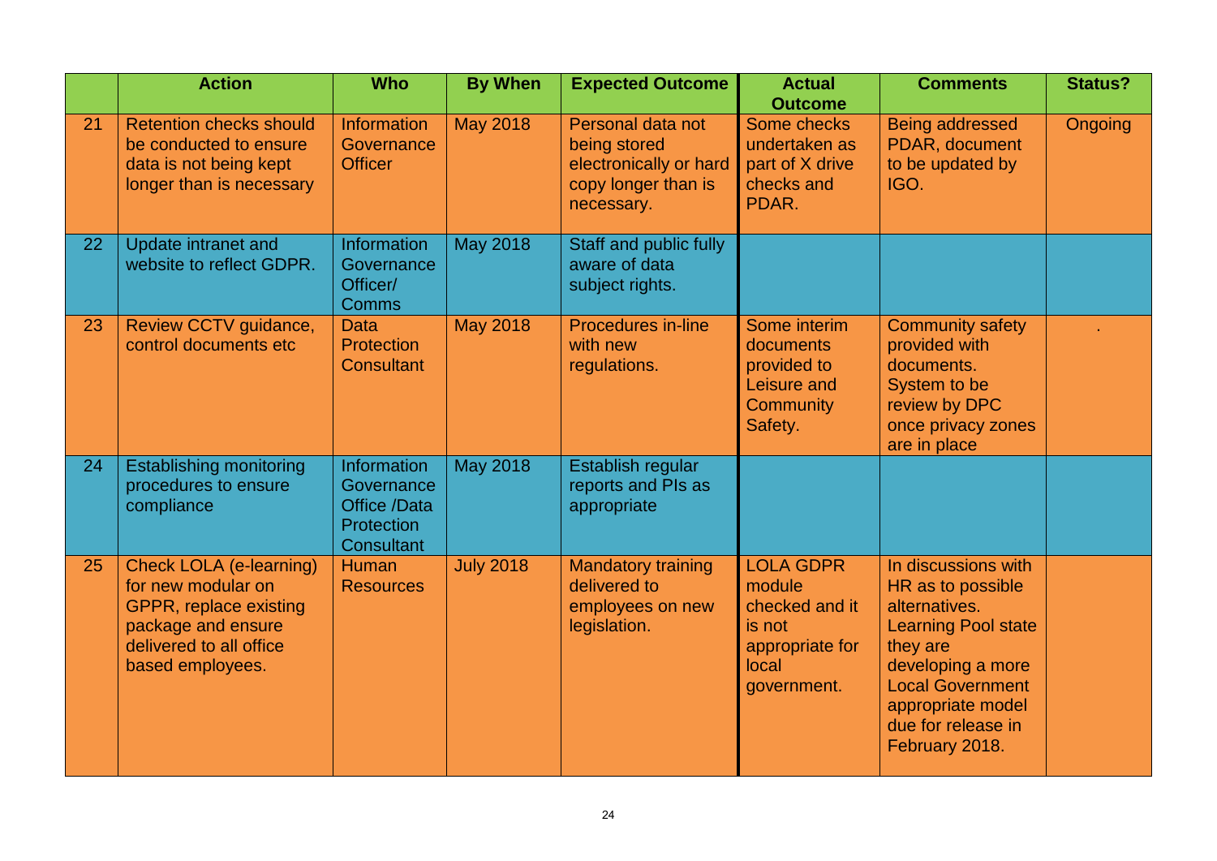| | Action | Who | By When | Expected Outcome | Actual Outcome | Comments | Status? |
|---|---|---|---|---|---|---|---|
| 21 | Retention checks should be conducted to ensure data is not being kept longer than is necessary | Information Governance Officer | May 2018 | Personal data not being stored electronically or hard copy longer than is necessary. | Some checks undertaken as part of X drive checks and PDAR. | Being addressed PDAR, document to be updated by IGO. | Ongoing |
| 22 | Update intranet and website to reflect GDPR. | Information Governance Officer/ Comms | May 2018 | Staff and public fully aware of data subject rights. | | | |
| 23 | Review CCTV guidance, control documents etc | Data Protection Consultant | May 2018 | Procedures in-line with new regulations. | Some interim documents provided to Leisure and Community Safety. | Community safety provided with documents. System to be review by DPC once privacy zones are in place | . |
| 24 | Establishing monitoring procedures to ensure compliance | Information Governance Office /Data Protection Consultant | May 2018 | Establish regular reports and PIs as appropriate | | | |
| 25 | Check LOLA (e-learning) for new modular on GPPR, replace existing package and ensure delivered to all office based employees. | Human Resources | July 2018 | Mandatory training delivered to employees on new legislation. | LOLA GDPR module checked and it is not appropriate for local government. | In discussions with HR as to possible alternatives. Learning Pool state they are developing a more Local Government appropriate model due for release in February 2018. | |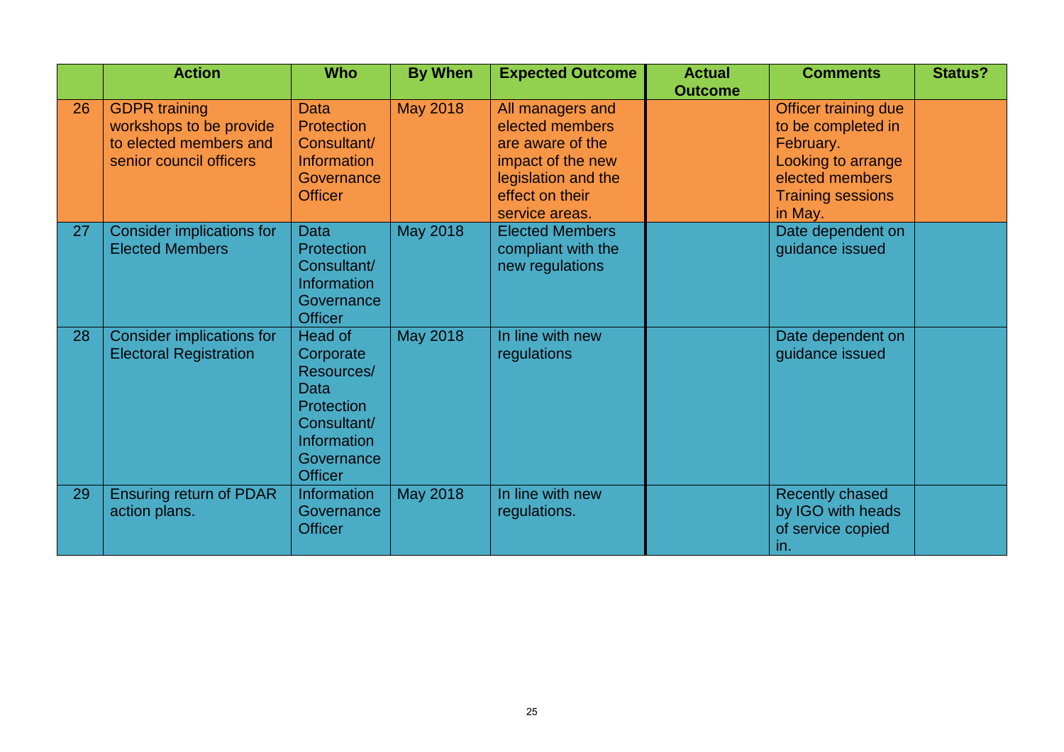| | Action | Who | By When | Expected Outcome | Actual Outcome | Comments | Status? |
|---|---|---|---|---|---|---|---|
| 26 | GDPR training workshops to be provide to elected members and senior council officers | Data Protection Consultant/ Information Governance Officer | May 2018 | All managers and elected members are aware of the impact of the new legislation and the effect on their service areas. | | Officer training due to be completed in February. Looking to arrange elected members Training sessions in May. | |
| 27 | Consider implications for Elected Members | Data Protection Consultant/ Information Governance Officer | May 2018 | Elected Members compliant with the new regulations | | Date dependent on guidance issued | |
| 28 | Consider implications for Electoral Registration | Head of Corporate Resources/ Data Protection Consultant/ Information Governance Officer | May 2018 | In line with new regulations | | Date dependent on guidance issued | |
| 29 | Ensuring return of PDAR action plans. | Information Governance Officer | May 2018 | In line with new regulations. | | Recently chased by IGO with heads of service copied in. | |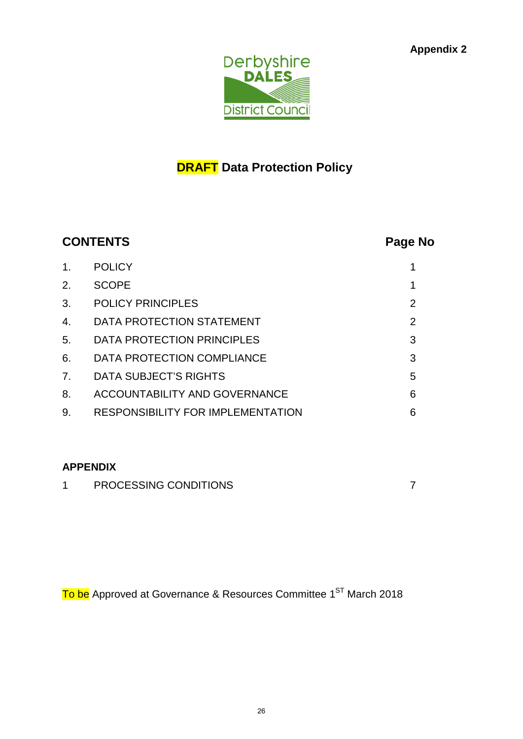**Appendix 2**

Derbyshire DALES District Council

# DRAFT Data Protection Policy

| **CONTENTS** | | **Page No** |
|---|---|---|
| 1. | POLICY | 1 |
| 2. | SCOPE | 1 |
| 3. | POLICY PRINCIPLES | 2 |
| 4. | DATA PROTECTION STATEMENT | 2 |
| 5. | DATA PROTECTION PRINCIPLES | 3 |
| 6. | DATA PROTECTION COMPLIANCE | 3 |
| 7. | DATA SUBJECT'S RIGHTS | 5 |
| 8. | ACCOUNTABILITY AND GOVERNANCE | 6 |
| 9. | RESPONSIBILITY FOR IMPLEMENTATION | 6 |

**APPENDIX**

| | | |
|---|---|---|
| 1 | PROCESSING CONDITIONS | 7 |

To be Approved at Governance & Resources Committee 1ST March 2018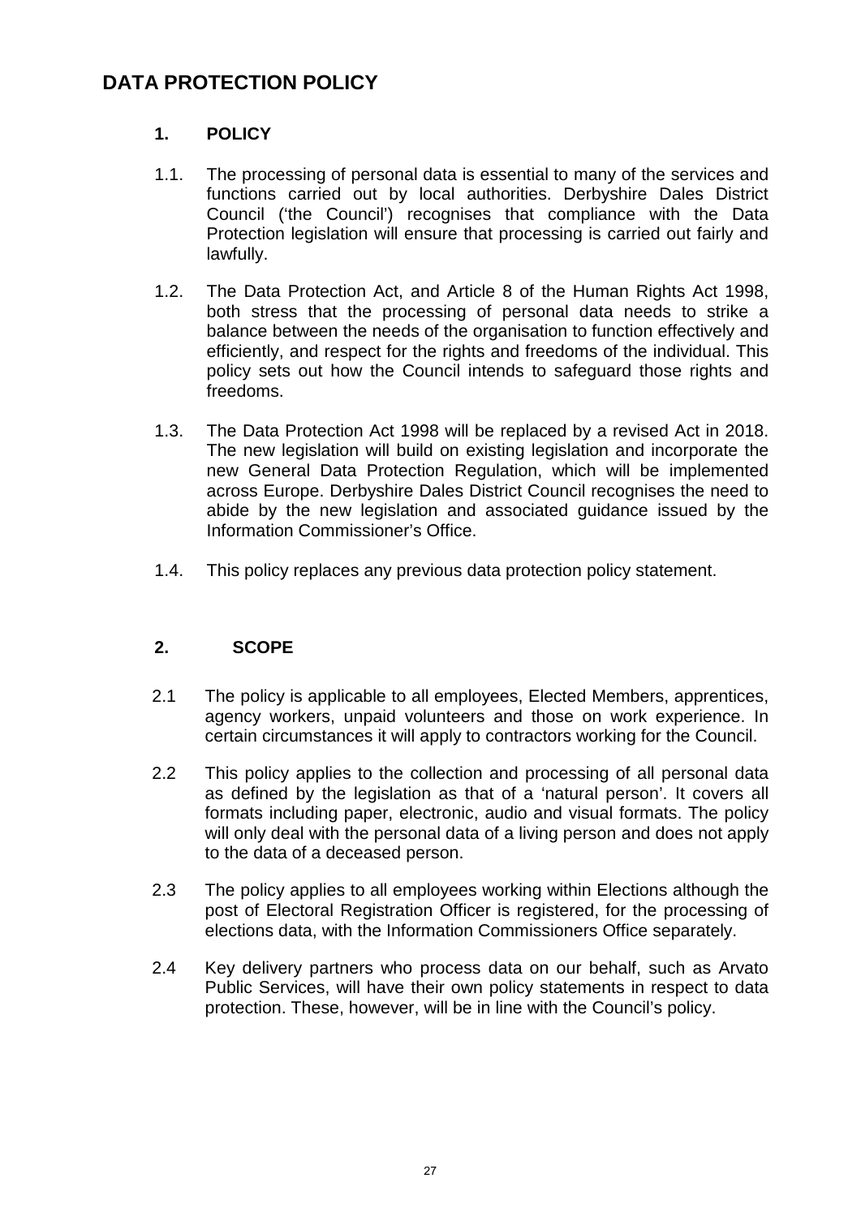# DATA PROTECTION POLICY

## 1. POLICY

1.1. The processing of personal data is essential to many of the services and functions carried out by local authorities. Derbyshire Dales District Council ('the Council') recognises that compliance with the Data Protection legislation will ensure that processing is carried out fairly and lawfully.

1.2. The Data Protection Act, and Article 8 of the Human Rights Act 1998, both stress that the processing of personal data needs to strike a balance between the needs of the organisation to function effectively and efficiently, and respect for the rights and freedoms of the individual. This policy sets out how the Council intends to safeguard those rights and freedoms.

1.3. The Data Protection Act 1998 will be replaced by a revised Act in 2018. The new legislation will build on existing legislation and incorporate the new General Data Protection Regulation, which will be implemented across Europe. Derbyshire Dales District Council recognises the need to abide by the new legislation and associated guidance issued by the Information Commissioner's Office.

1.4. This policy replaces any previous data protection policy statement.

## 2. SCOPE

2.1 The policy is applicable to all employees, Elected Members, apprentices, agency workers, unpaid volunteers and those on work experience. In certain circumstances it will apply to contractors working for the Council.

2.2 This policy applies to the collection and processing of all personal data as defined by the legislation as that of a 'natural person'. It covers all formats including paper, electronic, audio and visual formats. The policy will only deal with the personal data of a living person and does not apply to the data of a deceased person.

2.3 The policy applies to all employees working within Elections although the post of Electoral Registration Officer is registered, for the processing of elections data, with the Information Commissioners Office separately.

2.4 Key delivery partners who process data on our behalf, such as Arvato Public Services, will have their own policy statements in respect to data protection. These, however, will be in line with the Council's policy.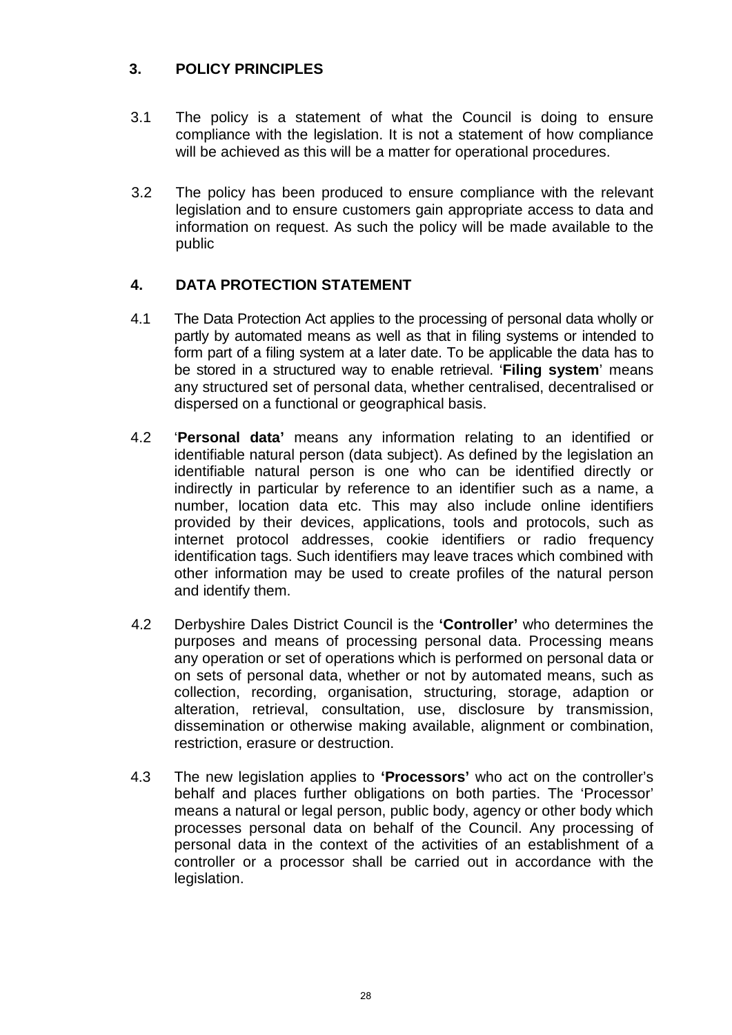## 3. POLICY PRINCIPLES

3.1 The policy is a statement of what the Council is doing to ensure compliance with the legislation. It is not a statement of how compliance will be achieved as this will be a matter for operational procedures.

3.2 The policy has been produced to ensure compliance with the relevant legislation and to ensure customers gain appropriate access to data and information on request. As such the policy will be made available to the public

## 4. DATA PROTECTION STATEMENT

4.1 The Data Protection Act applies to the processing of personal data wholly or partly by automated means as well as that in filing systems or intended to form part of a filing system at a later date. To be applicable the data has to be stored in a structured way to enable retrieval. '**Filing system**' means any structured set of personal data, whether centralised, decentralised or dispersed on a functional or geographical basis.

4.2 '**Personal data'** means any information relating to an identified or identifiable natural person (data subject). As defined by the legislation an identifiable natural person is one who can be identified directly or indirectly in particular by reference to an identifier such as a name, a number, location data etc. This may also include online identifiers provided by their devices, applications, tools and protocols, such as internet protocol addresses, cookie identifiers or radio frequency identification tags. Such identifiers may leave traces which combined with other information may be used to create profiles of the natural person and identify them.

4.2 Derbyshire Dales District Council is the **'Controller'** who determines the purposes and means of processing personal data. Processing means any operation or set of operations which is performed on personal data or on sets of personal data, whether or not by automated means, such as collection, recording, organisation, structuring, storage, adaption or alteration, retrieval, consultation, use, disclosure by transmission, dissemination or otherwise making available, alignment or combination, restriction, erasure or destruction.

4.3 The new legislation applies to **'Processors'** who act on the controller's behalf and places further obligations on both parties. The 'Processor' means a natural or legal person, public body, agency or other body which processes personal data on behalf of the Council. Any processing of personal data in the context of the activities of an establishment of a controller or a processor shall be carried out in accordance with the legislation.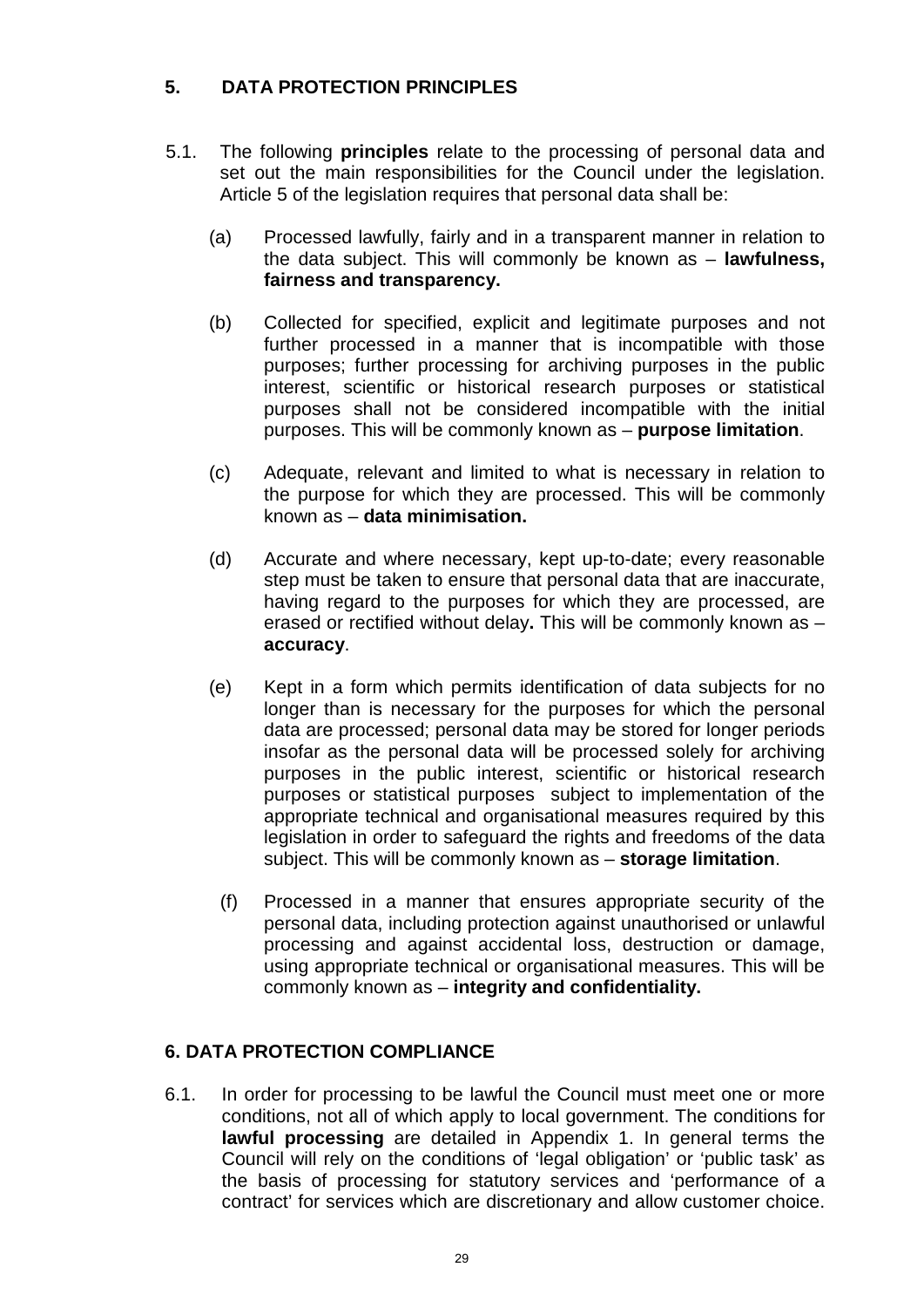## 5. DATA PROTECTION PRINCIPLES

5.1. The following **principles** relate to the processing of personal data and set out the main responsibilities for the Council under the legislation. Article 5 of the legislation requires that personal data shall be:

(a) Processed lawfully, fairly and in a transparent manner in relation to the data subject. This will commonly be known as – **lawfulness, fairness and transparency.**

(b) Collected for specified, explicit and legitimate purposes and not further processed in a manner that is incompatible with those purposes; further processing for archiving purposes in the public interest, scientific or historical research purposes or statistical purposes shall not be considered incompatible with the initial purposes. This will be commonly known as – **purpose limitation**.

(c) Adequate, relevant and limited to what is necessary in relation to the purpose for which they are processed. This will be commonly known as – **data minimisation.**

(d) Accurate and where necessary, kept up-to-date; every reasonable step must be taken to ensure that personal data that are inaccurate, having regard to the purposes for which they are processed, are erased or rectified without delay**.** This will be commonly known as – **accuracy**.

(e) Kept in a form which permits identification of data subjects for no longer than is necessary for the purposes for which the personal data are processed; personal data may be stored for longer periods insofar as the personal data will be processed solely for archiving purposes in the public interest, scientific or historical research purposes or statistical purposes subject to implementation of the appropriate technical and organisational measures required by this legislation in order to safeguard the rights and freedoms of the data subject. This will be commonly known as – **storage limitation**.

(f) Processed in a manner that ensures appropriate security of the personal data, including protection against unauthorised or unlawful processing and against accidental loss, destruction or damage, using appropriate technical or organisational measures. This will be commonly known as – **integrity and confidentiality.**

## 6. DATA PROTECTION COMPLIANCE

6.1. In order for processing to be lawful the Council must meet one or more conditions, not all of which apply to local government. The conditions for **lawful processing** are detailed in Appendix 1. In general terms the Council will rely on the conditions of 'legal obligation' or 'public task' as the basis of processing for statutory services and 'performance of a contract' for services which are discretionary and allow customer choice.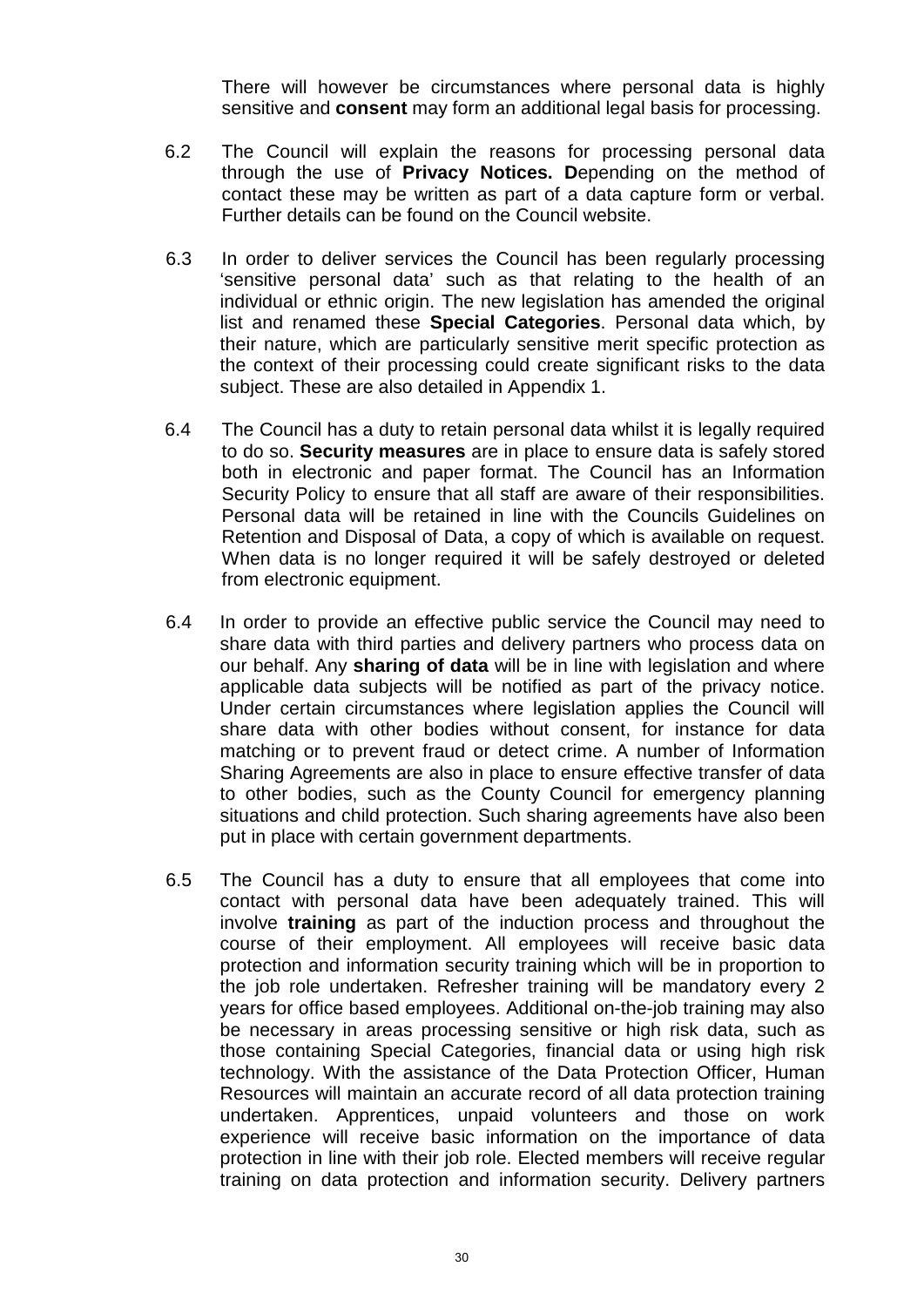There will however be circumstances where personal data is highly sensitive and **consent** may form an additional legal basis for processing.

6.2 The Council will explain the reasons for processing personal data through the use of **Privacy Notices. D**epending on the method of contact these may be written as part of a data capture form or verbal. Further details can be found on the Council website.

6.3 In order to deliver services the Council has been regularly processing 'sensitive personal data' such as that relating to the health of an individual or ethnic origin. The new legislation has amended the original list and renamed these **Special Categories**. Personal data which, by their nature, which are particularly sensitive merit specific protection as the context of their processing could create significant risks to the data subject. These are also detailed in Appendix 1.

6.4 The Council has a duty to retain personal data whilst it is legally required to do so. **Security measures** are in place to ensure data is safely stored both in electronic and paper format. The Council has an Information Security Policy to ensure that all staff are aware of their responsibilities. Personal data will be retained in line with the Councils Guidelines on Retention and Disposal of Data, a copy of which is available on request. When data is no longer required it will be safely destroyed or deleted from electronic equipment.

6.4 In order to provide an effective public service the Council may need to share data with third parties and delivery partners who process data on our behalf. Any **sharing of data** will be in line with legislation and where applicable data subjects will be notified as part of the privacy notice. Under certain circumstances where legislation applies the Council will share data with other bodies without consent, for instance for data matching or to prevent fraud or detect crime. A number of Information Sharing Agreements are also in place to ensure effective transfer of data to other bodies, such as the County Council for emergency planning situations and child protection. Such sharing agreements have also been put in place with certain government departments.

6.5 The Council has a duty to ensure that all employees that come into contact with personal data have been adequately trained. This will involve **training** as part of the induction process and throughout the course of their employment. All employees will receive basic data protection and information security training which will be in proportion to the job role undertaken. Refresher training will be mandatory every 2 years for office based employees. Additional on-the-job training may also be necessary in areas processing sensitive or high risk data, such as those containing Special Categories, financial data or using high risk technology. With the assistance of the Data Protection Officer, Human Resources will maintain an accurate record of all data protection training undertaken. Apprentices, unpaid volunteers and those on work experience will receive basic information on the importance of data protection in line with their job role. Elected members will receive regular training on data protection and information security. Delivery partners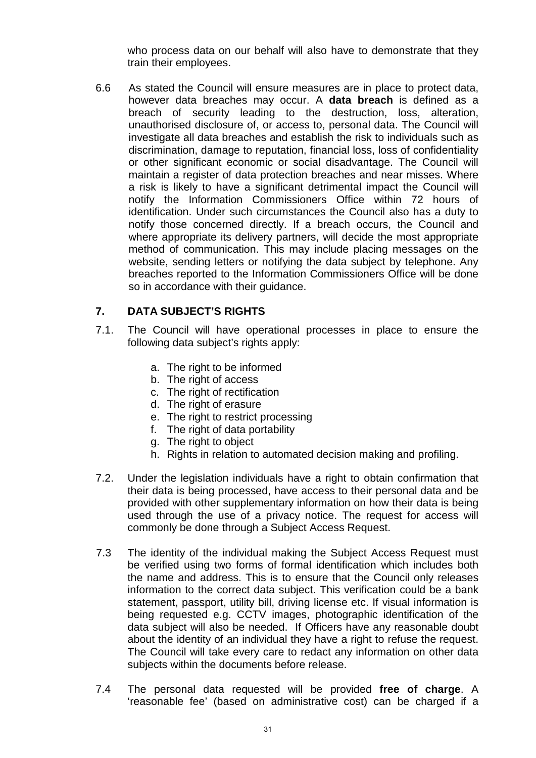who process data on our behalf will also have to demonstrate that they train their employees.

6.6 As stated the Council will ensure measures are in place to protect data, however data breaches may occur. A **data breach** is defined as a breach of security leading to the destruction, loss, alteration, unauthorised disclosure of, or access to, personal data. The Council will investigate all data breaches and establish the risk to individuals such as discrimination, damage to reputation, financial loss, loss of confidentiality or other significant economic or social disadvantage. The Council will maintain a register of data protection breaches and near misses. Where a risk is likely to have a significant detrimental impact the Council will notify the Information Commissioners Office within 72 hours of identification. Under such circumstances the Council also has a duty to notify those concerned directly. If a breach occurs, the Council and where appropriate its delivery partners, will decide the most appropriate method of communication. This may include placing messages on the website, sending letters or notifying the data subject by telephone. Any breaches reported to the Information Commissioners Office will be done so in accordance with their guidance.

## 7. DATA SUBJECT'S RIGHTS

7.1. The Council will have operational processes in place to ensure the following data subject's rights apply:

a. The right to be informed
b. The right of access
c. The right of rectification
d. The right of erasure
e. The right to restrict processing
f. The right of data portability
g. The right to object
h. Rights in relation to automated decision making and profiling.

7.2. Under the legislation individuals have a right to obtain confirmation that their data is being processed, have access to their personal data and be provided with other supplementary information on how their data is being used through the use of a privacy notice. The request for access will commonly be done through a Subject Access Request.

7.3 The identity of the individual making the Subject Access Request must be verified using two forms of formal identification which includes both the name and address. This is to ensure that the Council only releases information to the correct data subject. This verification could be a bank statement, passport, utility bill, driving license etc. If visual information is being requested e.g. CCTV images, photographic identification of the data subject will also be needed. If Officers have any reasonable doubt about the identity of an individual they have a right to refuse the request. The Council will take every care to redact any information on other data subjects within the documents before release.

7.4 The personal data requested will be provided **free of charge**. A 'reasonable fee' (based on administrative cost) can be charged if a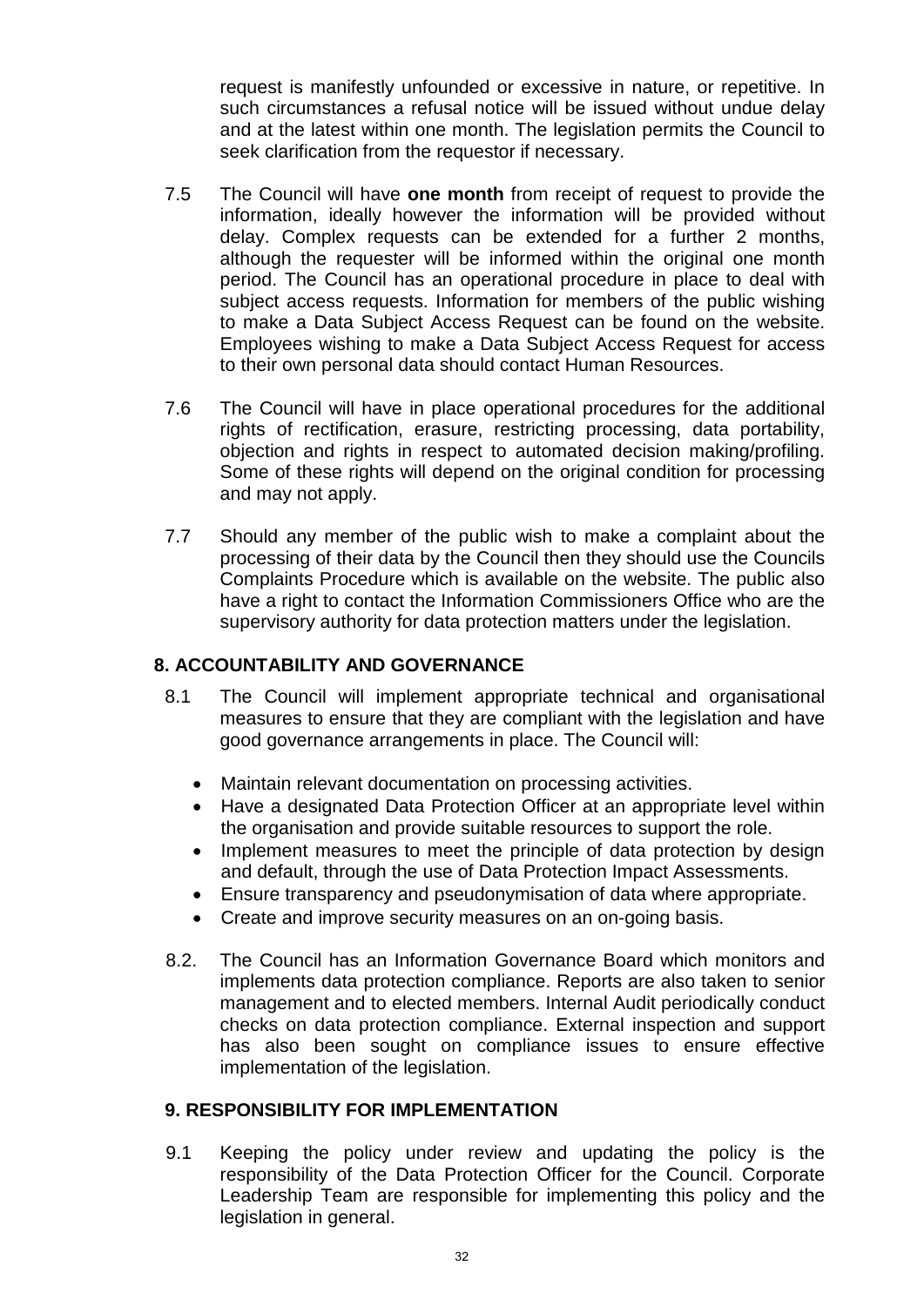request is manifestly unfounded or excessive in nature, or repetitive. In such circumstances a refusal notice will be issued without undue delay and at the latest within one month. The legislation permits the Council to seek clarification from the requestor if necessary.

7.5 The Council will have **one month** from receipt of request to provide the information, ideally however the information will be provided without delay. Complex requests can be extended for a further 2 months, although the requester will be informed within the original one month period. The Council has an operational procedure in place to deal with subject access requests. Information for members of the public wishing to make a Data Subject Access Request can be found on the website. Employees wishing to make a Data Subject Access Request for access to their own personal data should contact Human Resources.

7.6 The Council will have in place operational procedures for the additional rights of rectification, erasure, restricting processing, data portability, objection and rights in respect to automated decision making/profiling. Some of these rights will depend on the original condition for processing and may not apply.

7.7 Should any member of the public wish to make a complaint about the processing of their data by the Council then they should use the Councils Complaints Procedure which is available on the website. The public also have a right to contact the Information Commissioners Office who are the supervisory authority for data protection matters under the legislation.

## 8. ACCOUNTABILITY AND GOVERNANCE

8.1 The Council will implement appropriate technical and organisational measures to ensure that they are compliant with the legislation and have good governance arrangements in place. The Council will:

- Maintain relevant documentation on processing activities.
- Have a designated Data Protection Officer at an appropriate level within the organisation and provide suitable resources to support the role.
- Implement measures to meet the principle of data protection by design and default, through the use of Data Protection Impact Assessments.
- Ensure transparency and pseudonymisation of data where appropriate.
- Create and improve security measures on an on-going basis.

8.2. The Council has an Information Governance Board which monitors and implements data protection compliance. Reports are also taken to senior management and to elected members. Internal Audit periodically conduct checks on data protection compliance. External inspection and support has also been sought on compliance issues to ensure effective implementation of the legislation.

## 9. RESPONSIBILITY FOR IMPLEMENTATION

9.1 Keeping the policy under review and updating the policy is the responsibility of the Data Protection Officer for the Council. Corporate Leadership Team are responsible for implementing this policy and the legislation in general.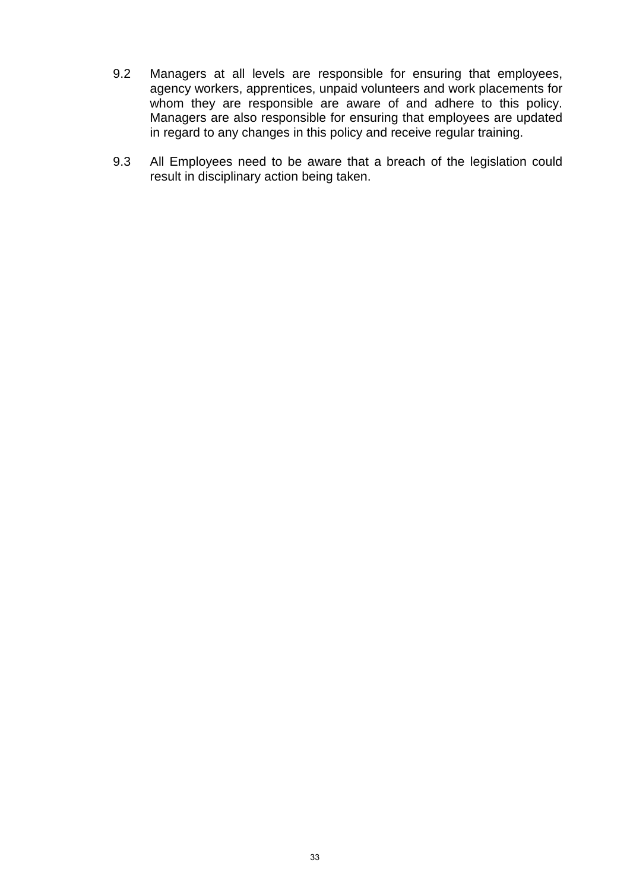9.2 Managers at all levels are responsible for ensuring that employees, agency workers, apprentices, unpaid volunteers and work placements for whom they are responsible are aware of and adhere to this policy. Managers are also responsible for ensuring that employees are updated in regard to any changes in this policy and receive regular training.

9.3 All Employees need to be aware that a breach of the legislation could result in disciplinary action being taken.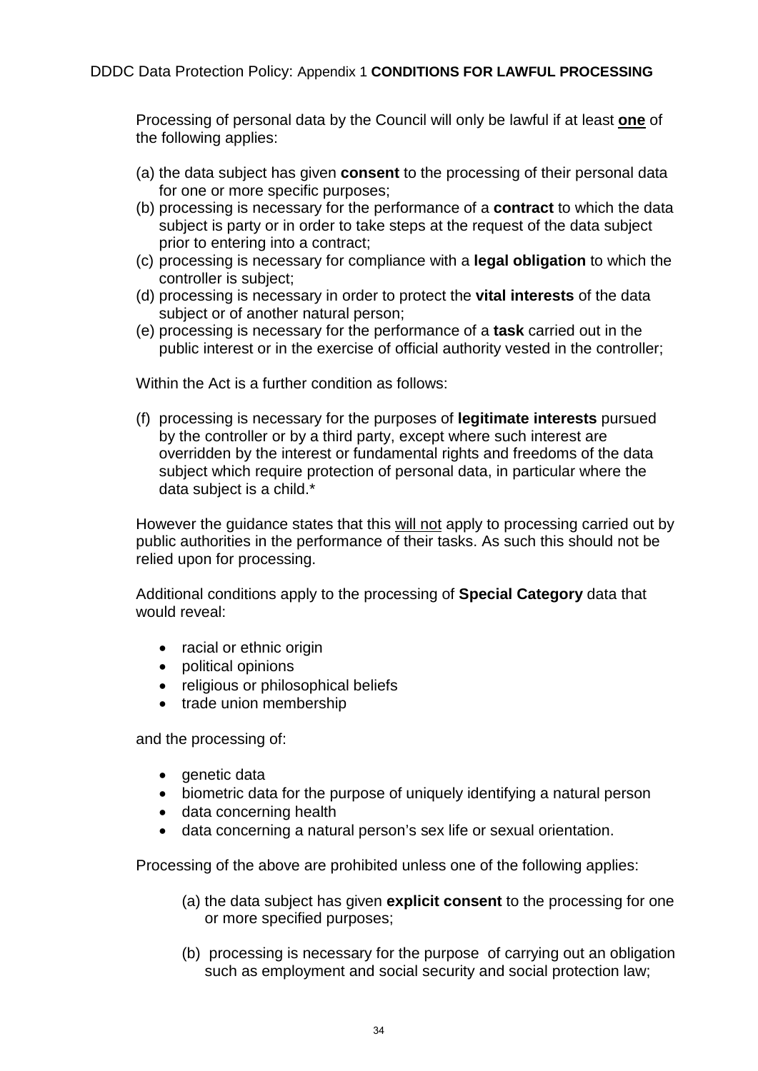DDDC Data Protection Policy: Appendix 1 **CONDITIONS FOR LAWFUL PROCESSING**

Processing of personal data by the Council will only be lawful if at least **one** of the following applies:

(a) the data subject has given **consent** to the processing of their personal data for one or more specific purposes;
(b) processing is necessary for the performance of a **contract** to which the data subject is party or in order to take steps at the request of the data subject prior to entering into a contract;
(c) processing is necessary for compliance with a **legal obligation** to which the controller is subject;
(d) processing is necessary in order to protect the **vital interests** of the data subject or of another natural person;
(e) processing is necessary for the performance of a **task** carried out in the public interest or in the exercise of official authority vested in the controller;

Within the Act is a further condition as follows:

(f) processing is necessary for the purposes of **legitimate interests** pursued by the controller or by a third party, except where such interest are overridden by the interest or fundamental rights and freedoms of the data subject which require protection of personal data, in particular where the data subject is a child.*

However the guidance states that this <u>will not</u> apply to processing carried out by public authorities in the performance of their tasks. As such this should not be relied upon for processing.

Additional conditions apply to the processing of **Special Category** data that would reveal:

- racial or ethnic origin
- political opinions
- religious or philosophical beliefs
- trade union membership

and the processing of:

- genetic data
- biometric data for the purpose of uniquely identifying a natural person
- data concerning health
- data concerning a natural person's sex life or sexual orientation.

Processing of the above are prohibited unless one of the following applies:

(a) the data subject has given **explicit consent** to the processing for one or more specified purposes;

(b) processing is necessary for the purpose of carrying out an obligation such as employment and social security and social protection law;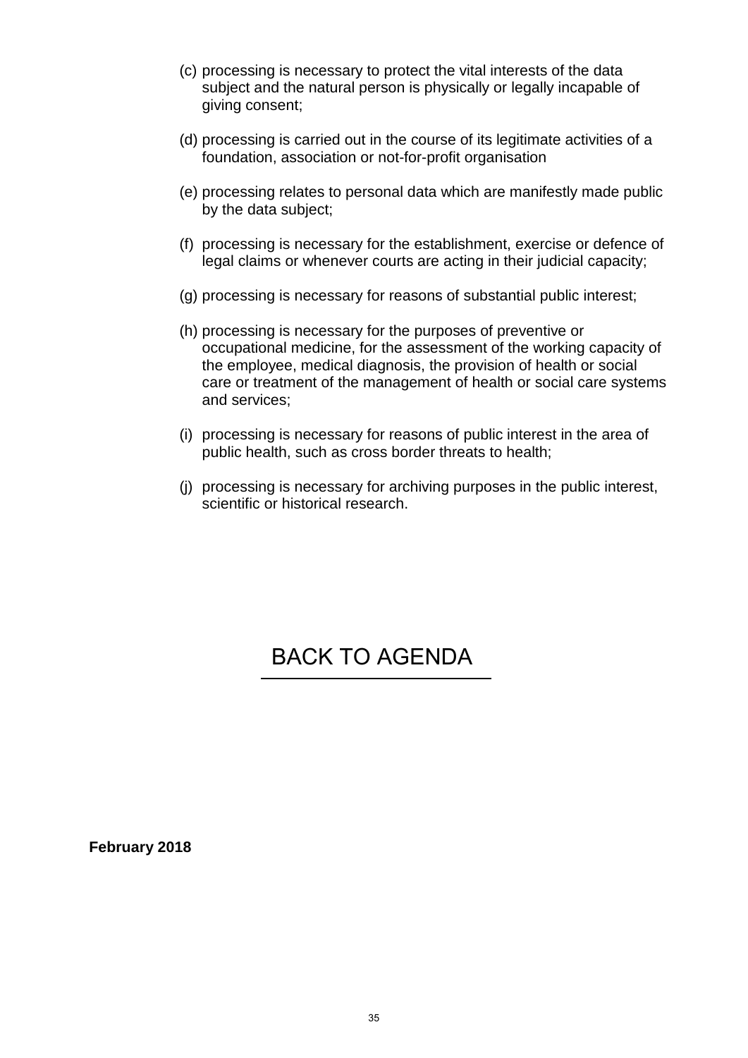(c) processing is necessary to protect the vital interests of the data subject and the natural person is physically or legally incapable of giving consent;

(d) processing is carried out in the course of its legitimate activities of a foundation, association or not-for-profit organisation

(e) processing relates to personal data which are manifestly made public by the data subject;

(f) processing is necessary for the establishment, exercise or defence of legal claims or whenever courts are acting in their judicial capacity;

(g) processing is necessary for reasons of substantial public interest;

(h) processing is necessary for the purposes of preventive or occupational medicine, for the assessment of the working capacity of the employee, medical diagnosis, the provision of health or social care or treatment of the management of health or social care systems and services;

(i) processing is necessary for reasons of public interest in the area of public health, such as cross border threats to health;

(j) processing is necessary for archiving purposes in the public interest, scientific or historical research.

BACK TO AGENDA

**February 2018**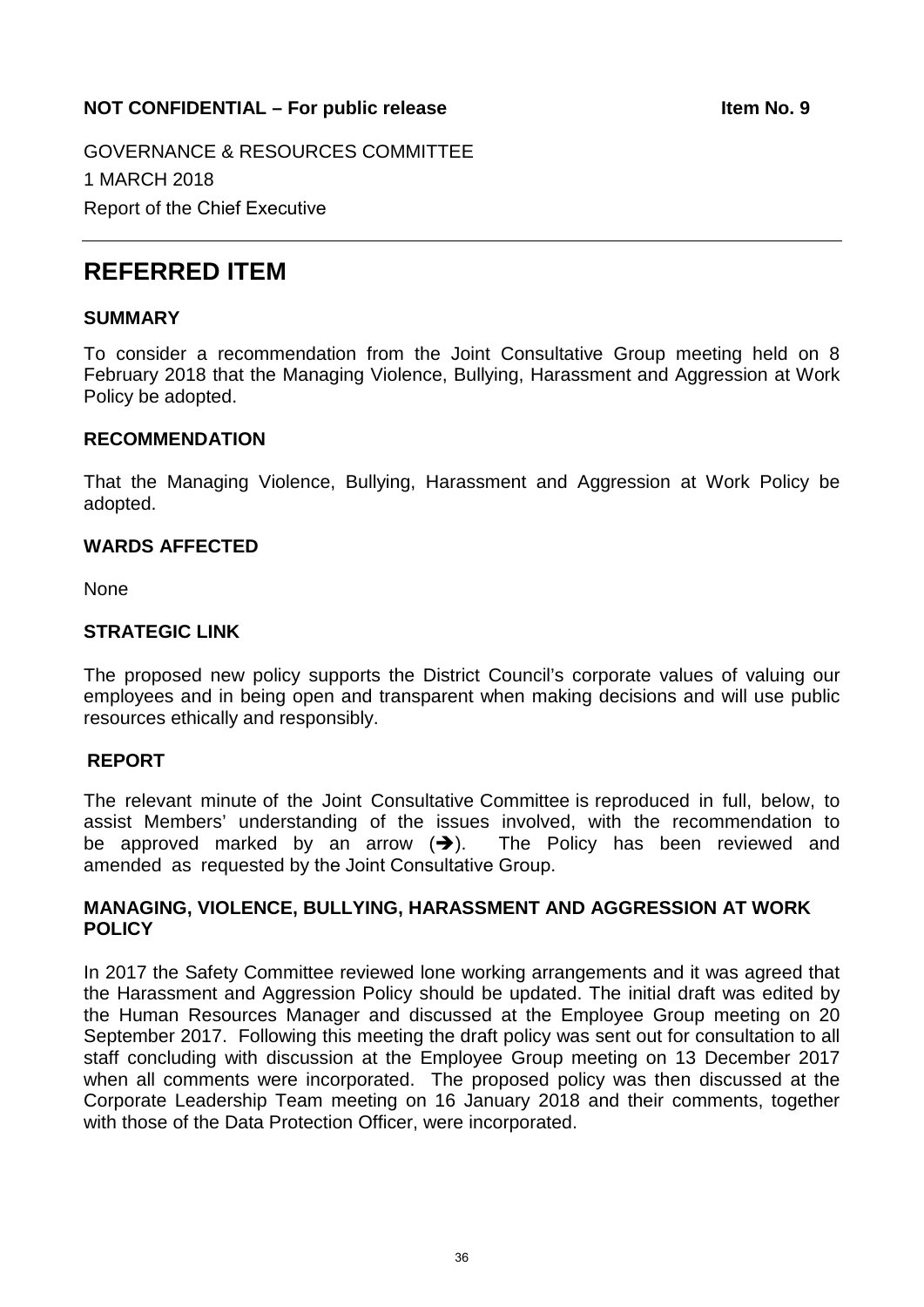**NOT CONFIDENTIAL – For public release** **Item No. 9**

GOVERNANCE & RESOURCES COMMITTEE

1 MARCH 2018

Report of the Chief Executive

# REFERRED ITEM

## SUMMARY

To consider a recommendation from the Joint Consultative Group meeting held on 8 February 2018 that the Managing Violence, Bullying, Harassment and Aggression at Work Policy be adopted.

## RECOMMENDATION

That the Managing Violence, Bullying, Harassment and Aggression at Work Policy be adopted.

## WARDS AFFECTED

None

## STRATEGIC LINK

The proposed new policy supports the District Council's corporate values of valuing our employees and in being open and transparent when making decisions and will use public resources ethically and responsibly.

## REPORT

The relevant minute of the Joint Consultative Committee is reproduced in full, below, to assist Members' understanding of the issues involved, with the recommendation to be approved marked by an arrow (➔). The Policy has been reviewed and amended as requested by the Joint Consultative Group.

## MANAGING, VIOLENCE, BULLYING, HARASSMENT AND AGGRESSION AT WORK POLICY

In 2017 the Safety Committee reviewed lone working arrangements and it was agreed that the Harassment and Aggression Policy should be updated. The initial draft was edited by the Human Resources Manager and discussed at the Employee Group meeting on 20 September 2017. Following this meeting the draft policy was sent out for consultation to all staff concluding with discussion at the Employee Group meeting on 13 December 2017 when all comments were incorporated. The proposed policy was then discussed at the Corporate Leadership Team meeting on 16 January 2018 and their comments, together with those of the Data Protection Officer, were incorporated.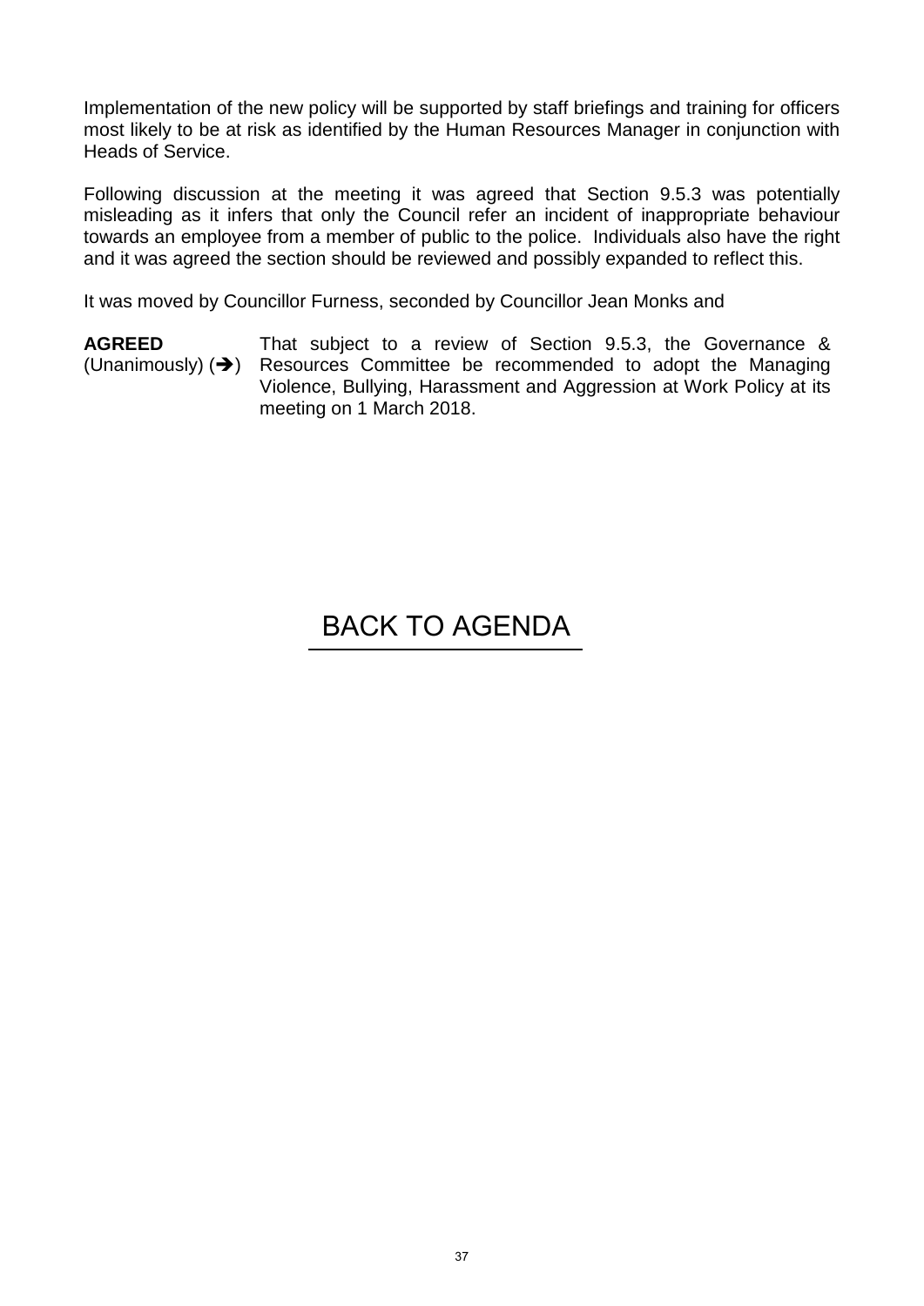Implementation of the new policy will be supported by staff briefings and training for officers most likely to be at risk as identified by the Human Resources Manager in conjunction with Heads of Service.

Following discussion at the meeting it was agreed that Section 9.5.3 was potentially misleading as it infers that only the Council refer an incident of inappropriate behaviour towards an employee from a member of public to the police. Individuals also have the right and it was agreed the section should be reviewed and possibly expanded to reflect this.

It was moved by Councillor Furness, seconded by Councillor Jean Monks and

**AGREED** (Unanimously) (➔) That subject to a review of Section 9.5.3, the Governance & Resources Committee be recommended to adopt the Managing Violence, Bullying, Harassment and Aggression at Work Policy at its meeting on 1 March 2018.

BACK TO AGENDA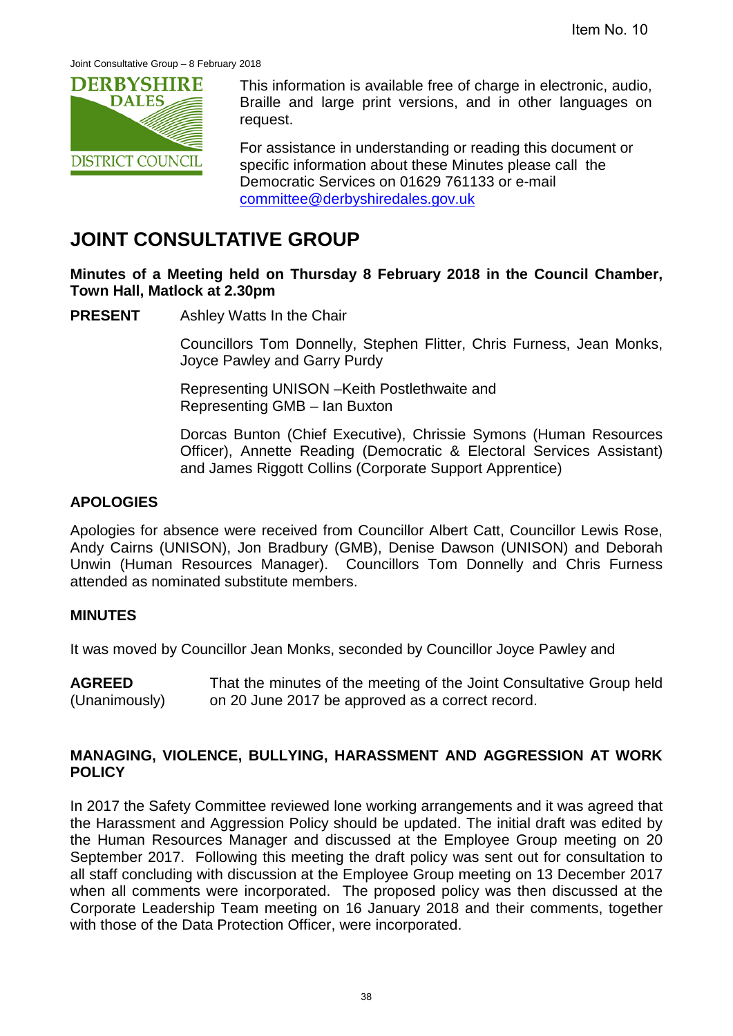Item No. 10

Joint Consultative Group – 8 February 2018

This information is available free of charge in electronic, audio, Braille and large print versions, and in other languages on request.

For assistance in understanding or reading this document or specific information about these Minutes please call the Democratic Services on 01629 761133 or e-mail committee@derbyshiredales.gov.uk

# JOINT CONSULTATIVE GROUP

**Minutes of a Meeting held on Thursday 8 February 2018 in the Council Chamber, Town Hall, Matlock at 2.30pm**

**PRESENT** Ashley Watts In the Chair

Councillors Tom Donnelly, Stephen Flitter, Chris Furness, Jean Monks, Joyce Pawley and Garry Purdy

Representing UNISON –Keith Postlethwaite and
Representing GMB – Ian Buxton

Dorcas Bunton (Chief Executive), Chrissie Symons (Human Resources Officer), Annette Reading (Democratic & Electoral Services Assistant) and James Riggott Collins (Corporate Support Apprentice)

## APOLOGIES

Apologies for absence were received from Councillor Albert Catt, Councillor Lewis Rose, Andy Cairns (UNISON), Jon Bradbury (GMB), Denise Dawson (UNISON) and Deborah Unwin (Human Resources Manager). Councillors Tom Donnelly and Chris Furness attended as nominated substitute members.

## MINUTES

It was moved by Councillor Jean Monks, seconded by Councillor Joyce Pawley and

**AGREED** (Unanimously) That the minutes of the meeting of the Joint Consultative Group held on 20 June 2017 be approved as a correct record.

## MANAGING, VIOLENCE, BULLYING, HARASSMENT AND AGGRESSION AT WORK POLICY

In 2017 the Safety Committee reviewed lone working arrangements and it was agreed that the Harassment and Aggression Policy should be updated. The initial draft was edited by the Human Resources Manager and discussed at the Employee Group meeting on 20 September 2017. Following this meeting the draft policy was sent out for consultation to all staff concluding with discussion at the Employee Group meeting on 13 December 2017 when all comments were incorporated. The proposed policy was then discussed at the Corporate Leadership Team meeting on 16 January 2018 and their comments, together with those of the Data Protection Officer, were incorporated.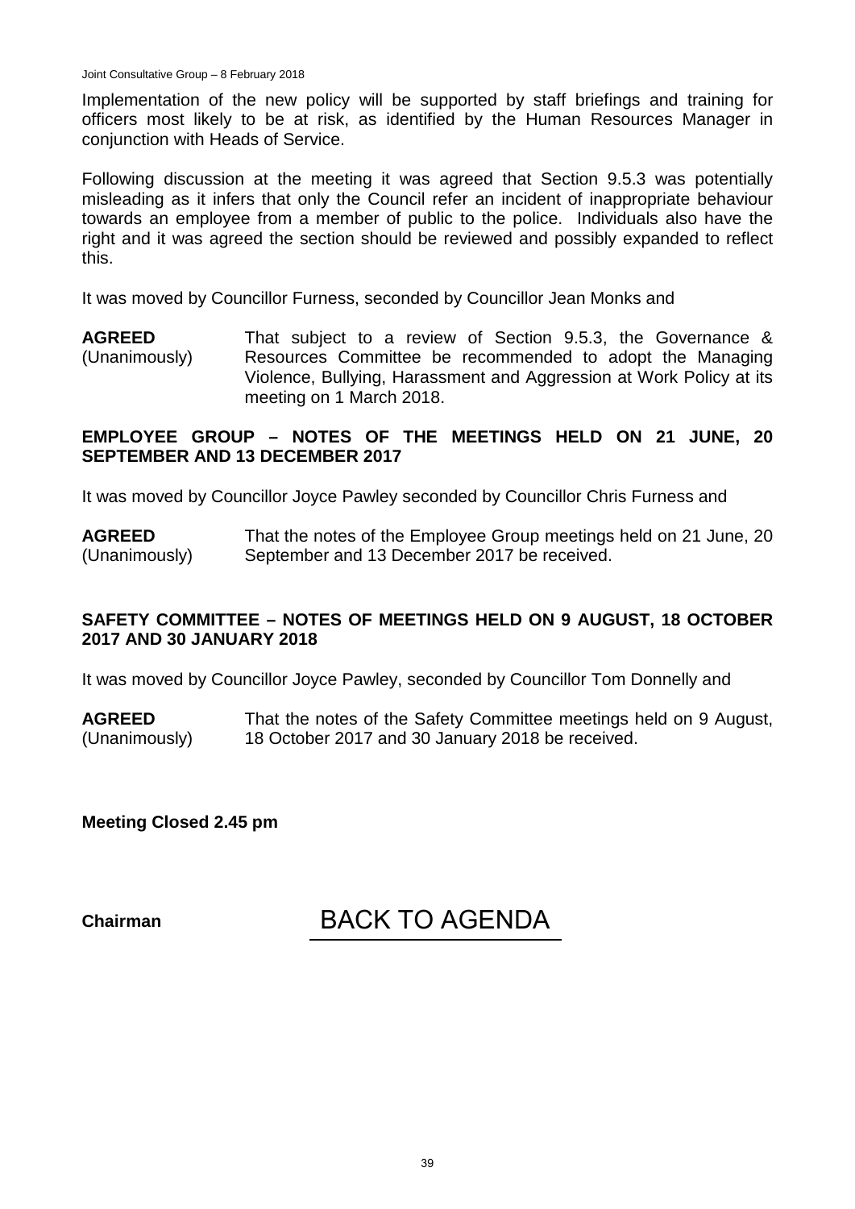Implementation of the new policy will be supported by staff briefings and training for officers most likely to be at risk, as identified by the Human Resources Manager in conjunction with Heads of Service.

Following discussion at the meeting it was agreed that Section 9.5.3 was potentially misleading as it infers that only the Council refer an incident of inappropriate behaviour towards an employee from a member of public to the police. Individuals also have the right and it was agreed the section should be reviewed and possibly expanded to reflect this.

It was moved by Councillor Furness, seconded by Councillor Jean Monks and

**AGREED** (Unanimously) That subject to a review of Section 9.5.3, the Governance & Resources Committee be recommended to adopt the Managing Violence, Bullying, Harassment and Aggression at Work Policy at its meeting on 1 March 2018.

## EMPLOYEE GROUP – NOTES OF THE MEETINGS HELD ON 21 JUNE, 20 SEPTEMBER AND 13 DECEMBER 2017

It was moved by Councillor Joyce Pawley seconded by Councillor Chris Furness and

**AGREED** (Unanimously) That the notes of the Employee Group meetings held on 21 June, 20 September and 13 December 2017 be received.

## SAFETY COMMITTEE – NOTES OF MEETINGS HELD ON 9 AUGUST, 18 OCTOBER 2017 AND 30 JANUARY 2018

It was moved by Councillor Joyce Pawley, seconded by Councillor Tom Donnelly and

**AGREED** (Unanimously) That the notes of the Safety Committee meetings held on 9 August, 18 October 2017 and 30 January 2018 be received.

**Meeting Closed 2.45 pm**

**Chairman**

BACK TO AGENDA